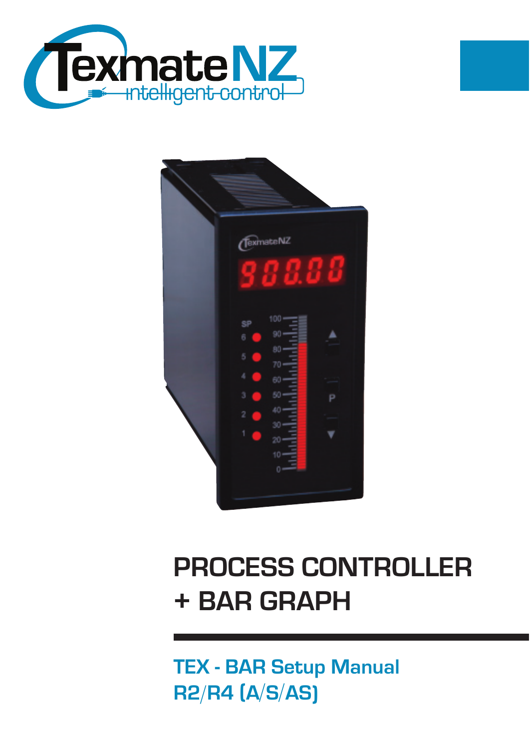TexmateNZ
intelligent control

# PROCESS CONTROLLER + BAR GRAPH

## TEX - BAR Setup Manual
## R2/R4 (A/S/AS)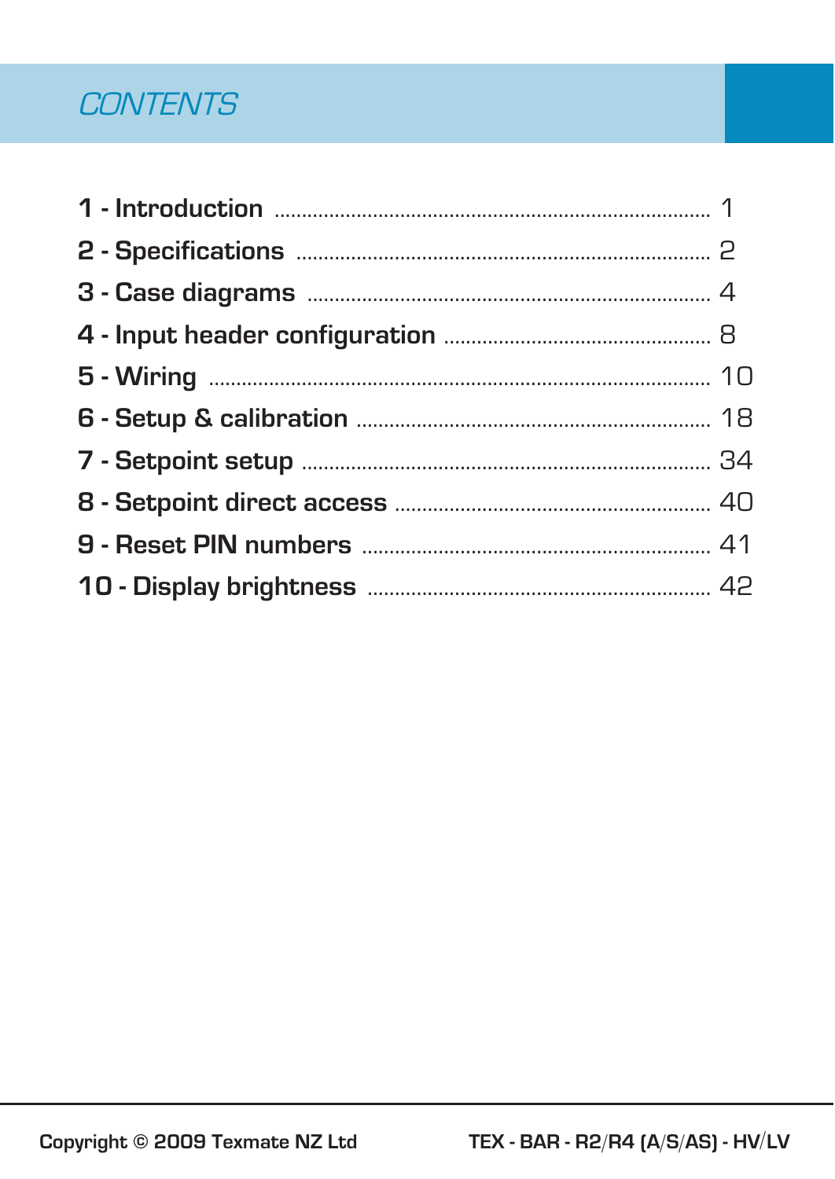# CONTENTS

| | |
|---|---|
| **1 - Introduction** | 1 |
| **2 - Specifications** | 2 |
| **3 - Case diagrams** | 4 |
| **4 - Input header configuration** | 8 |
| **5 - Wiring** | 10 |
| **6 - Setup & calibration** | 18 |
| **7 - Setpoint setup** | 34 |
| **8 - Setpoint direct access** | 40 |
| **9 - Reset PIN numbers** | 41 |
| **10 - Display brightness** | 42 |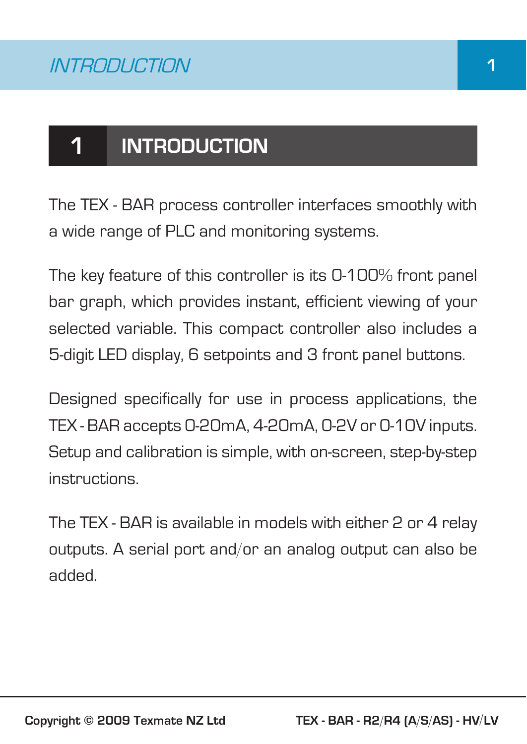# 1 INTRODUCTION

The TEX - BAR process controller interfaces smoothly with a wide range of PLC and monitoring systems.

The key feature of this controller is its 0-100% front panel bar graph, which provides instant, efficient viewing of your selected variable. This compact controller also includes a 5-digit LED display, 6 setpoints and 3 front panel buttons.

Designed specifically for use in process applications, the TEX - BAR accepts 0-20mA, 4-20mA, 0-2V or 0-10V inputs. Setup and calibration is simple, with on-screen, step-by-step instructions.

The TEX - BAR is available in models with either 2 or 4 relay outputs. A serial port and/or an analog output can also be added.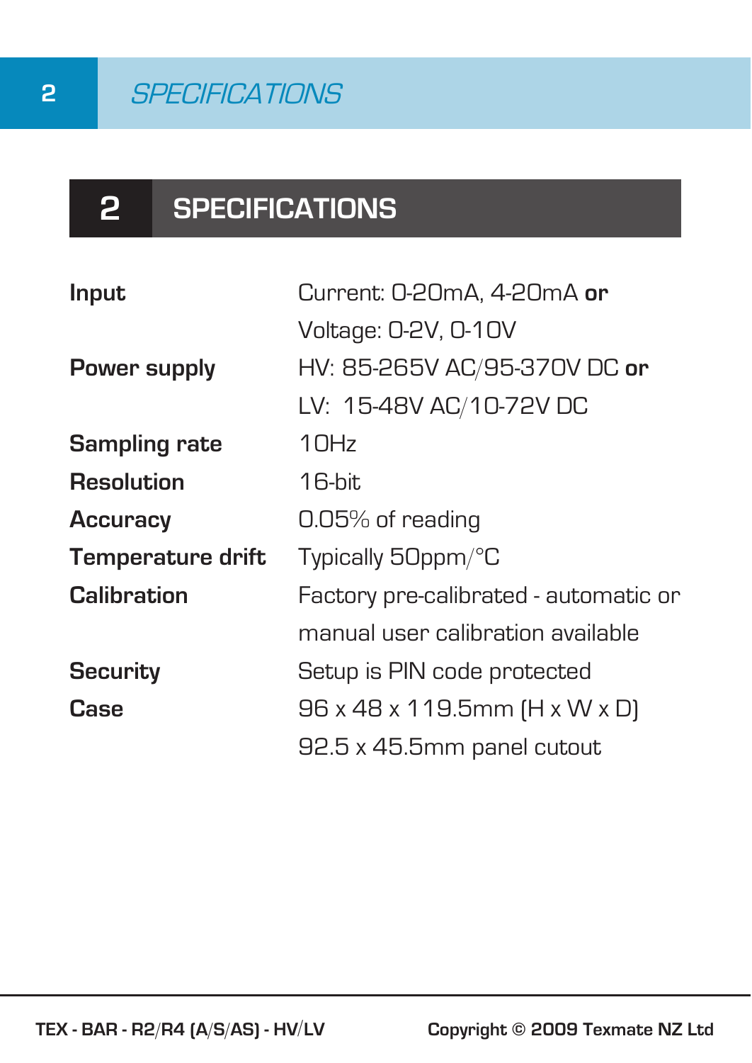## 2 SPECIFICATIONS

| | |
|---|---|
| **Input** | Current: 0-20mA, 4-20mA **or**<br>Voltage: 0-2V, 0-10V |
| **Power supply** | HV: 85-265V AC/95-370V DC **or**<br>LV: 15-48V AC/10-72V DC |
| **Sampling rate** | 10Hz |
| **Resolution** | 16-bit |
| **Accuracy** | 0.05% of reading |
| **Temperature drift** | Typically 50ppm/°C |
| **Calibration** | Factory pre-calibrated - automatic or manual user calibration available |
| **Security** | Setup is PIN code protected |
| **Case** | 96 x 48 x 119.5mm (H x W x D)<br>92.5 x 45.5mm panel cutout |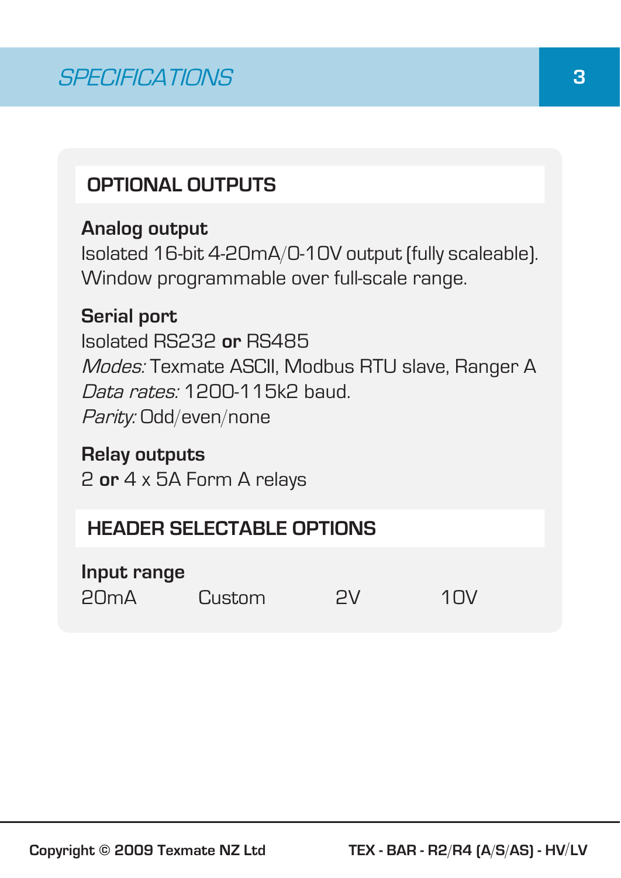# SPECIFICATIONS

## OPTIONAL OUTPUTS

**Analog output**
Isolated 16-bit 4-20mA/0-10V output (fully scaleable).
Window programmable over full-scale range.

**Serial port**
Isolated RS232 **or** RS485
*Modes:* Texmate ASCII, Modbus RTU slave, Ranger A
*Data rates:* 1200-115k2 baud.
*Parity:* Odd/even/none

**Relay outputs**
2 **or** 4 x 5A Form A relays

## HEADER SELECTABLE OPTIONS

**Input range**

| 20mA | Custom | 2V | 10V |
|---|---|---|---|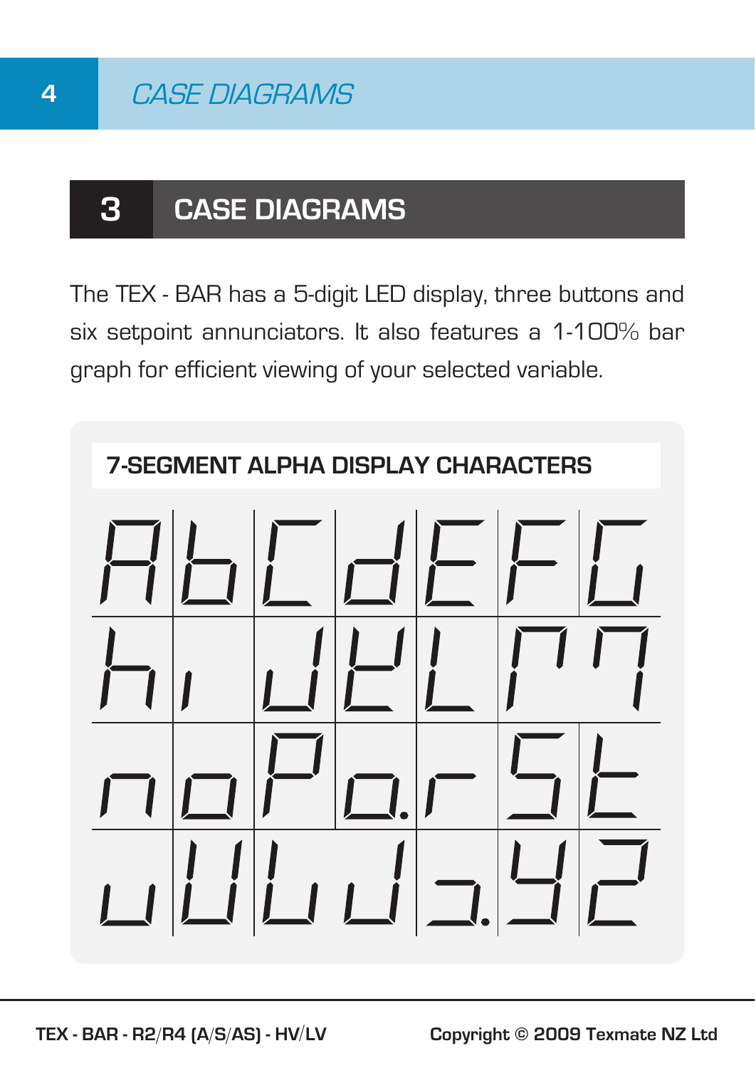## 3 CASE DIAGRAMS

The TEX - BAR has a 5-digit LED display, three buttons and six setpoint annunciators. It also features a 1-100% bar graph for efficient viewing of your selected variable.

### 7-SEGMENT ALPHA DISPLAY CHARACTERS

| | | | | | | |
|---|---|---|---|---|---|---|
| A | b | C | d | E | F | G |
| h | i | J | K | L | M | N |
| n | o | P | q | r | S | t |
| u | U | V | W | X | Y | Z |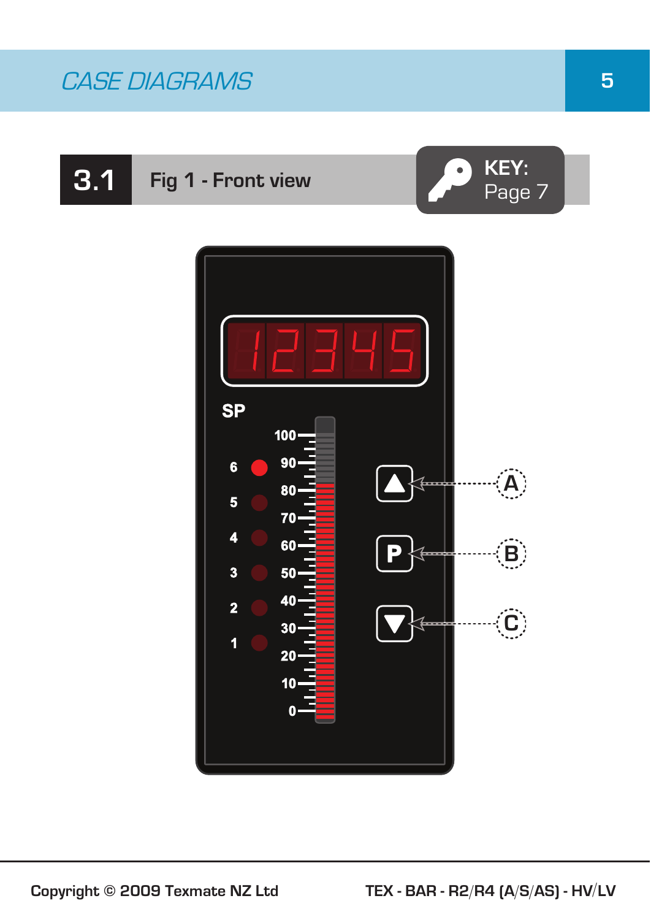# CASE DIAGRAMS

## 3.1 Fig 1 - Front view

**KEY:** Page 7

SP

6
5
4
3
2
1

100
90
80
70
60
50
40
30
20
10
0

A

B

C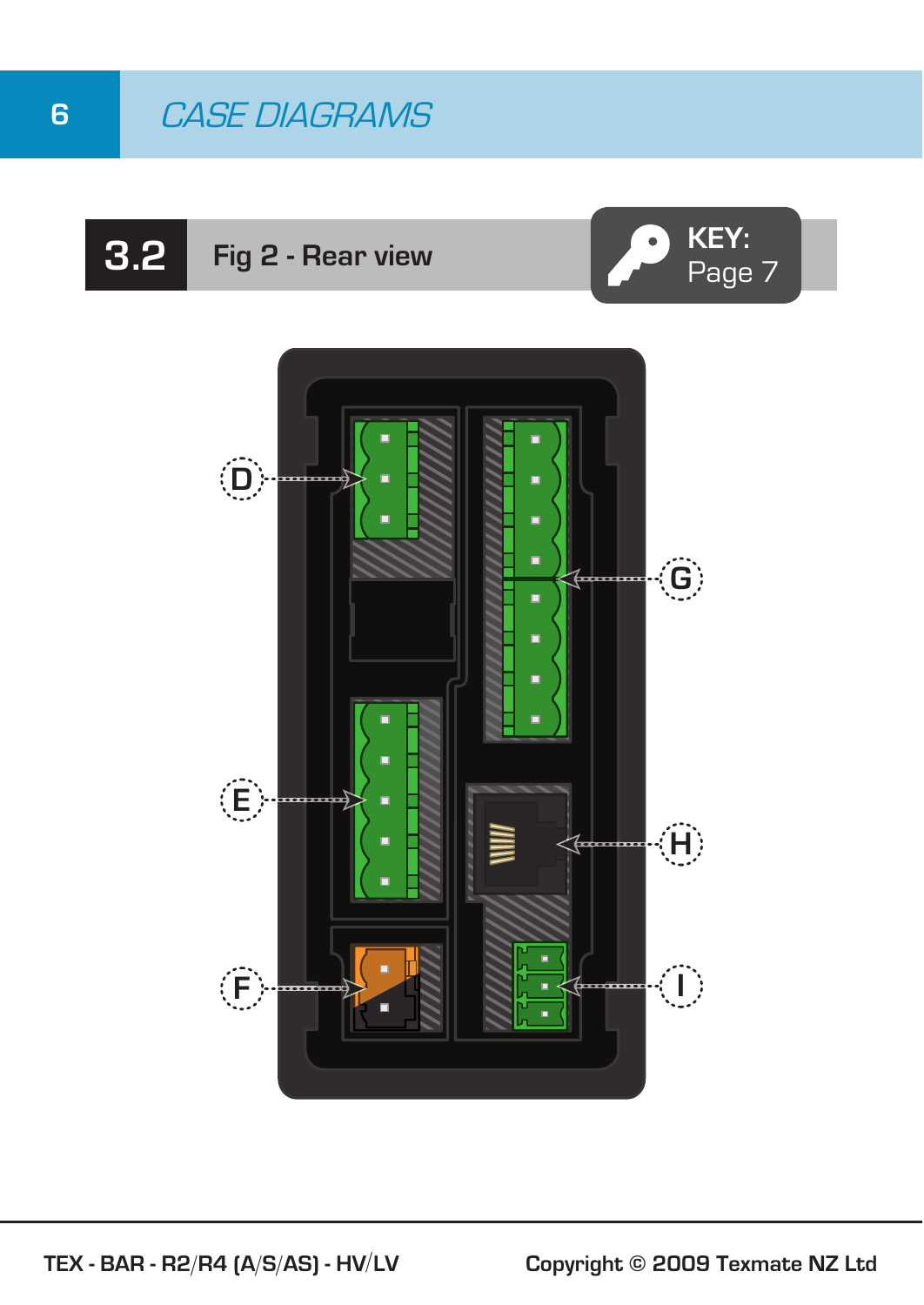# CASE DIAGRAMS

## 3.2 Fig 2 - Rear view

KEY: Page 7

D

E

F

G

H

I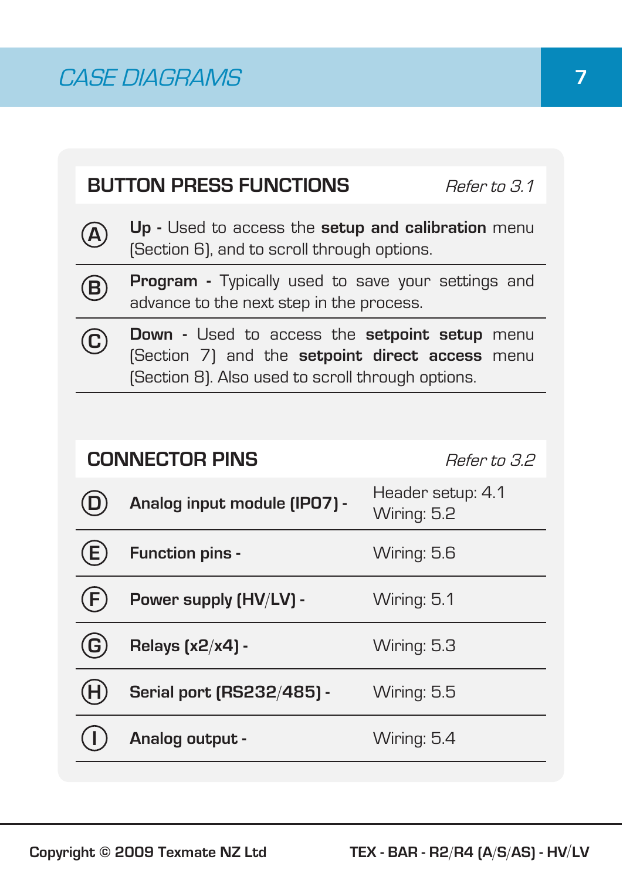# CASE DIAGRAMS

## BUTTON PRESS FUNCTIONS

*Refer to 3.1*

| | |
|---|---|
| (A) | **Up -** Used to access the **setup and calibration** menu (Section 6), and to scroll through options. |
| (B) | **Program -** Typically used to save your settings and advance to the next step in the process. |
| (C) | **Down -** Used to access the **setpoint setup** menu (Section 7) and the **setpoint direct access** menu (Section 8). Also used to scroll through options. |

## CONNECTOR PINS

*Refer to 3.2*

| | | |
|---|---|---|
| (D) | **Analog input module (IP07) -** | Header setup: 4.1<br>Wiring: 5.2 |
| (E) | **Function pins -** | Wiring: 5.6 |
| (F) | **Power supply (HV/LV) -** | Wiring: 5.1 |
| (G) | **Relays (x2/x4) -** | Wiring: 5.3 |
| (H) | **Serial port (RS232/485) -** | Wiring: 5.5 |
| (I) | **Analog output -** | Wiring: 5.4 |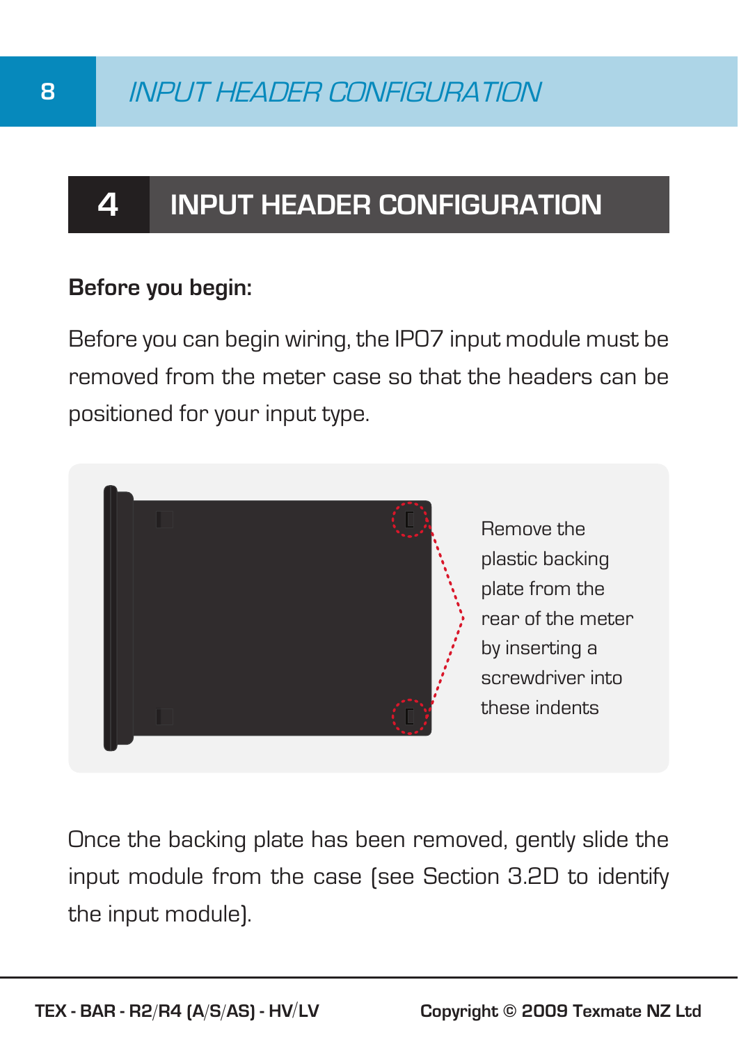## 4 INPUT HEADER CONFIGURATION

**Before you begin:**

Before you can begin wiring, the IP07 input module must be removed from the meter case so that the headers can be positioned for your input type.

Remove the plastic backing plate from the rear of the meter by inserting a screwdriver into these indents

Once the backing plate has been removed, gently slide the input module from the case (see Section 3.2D to identify the input module).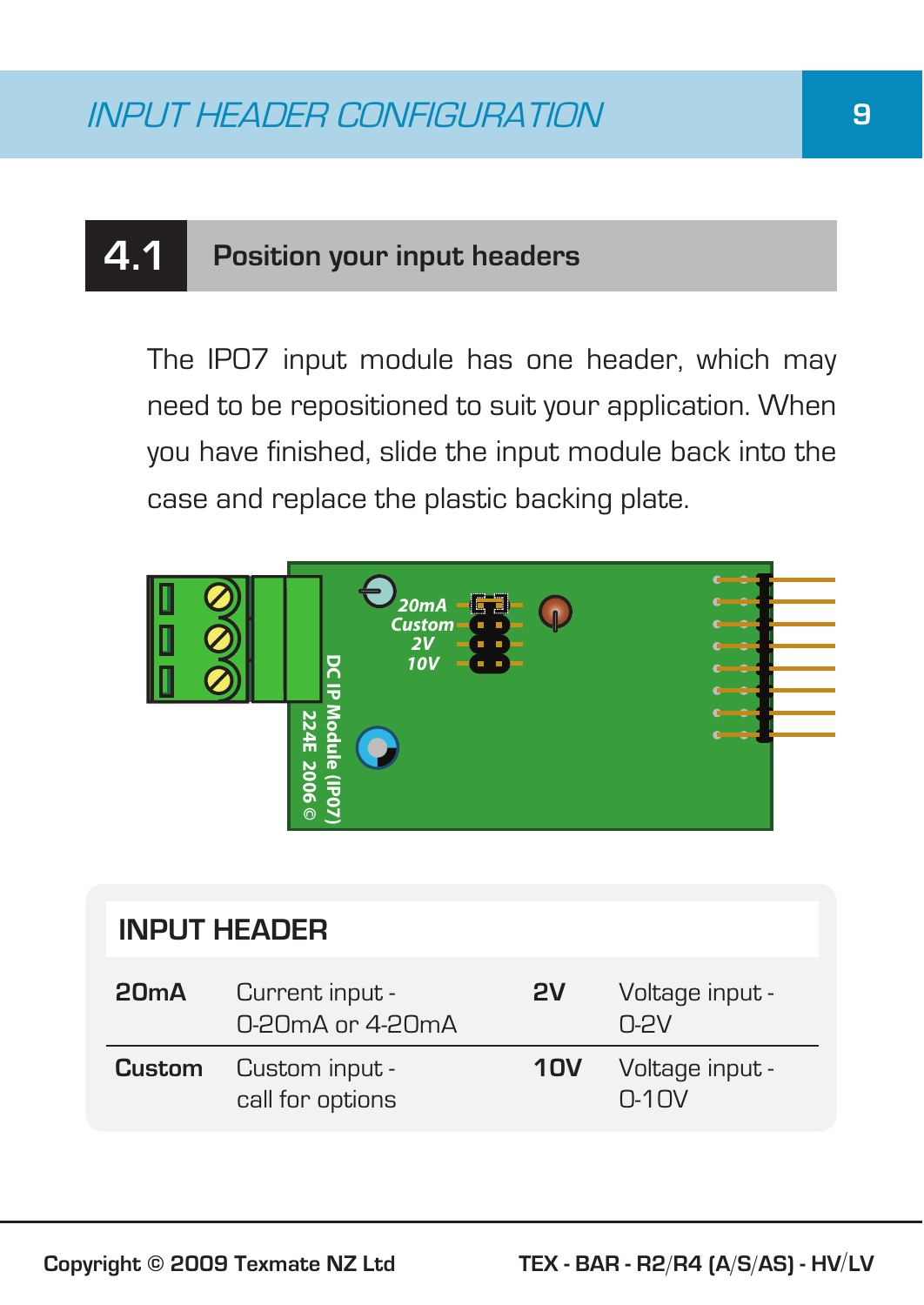# INPUT HEADER CONFIGURATION

## 4.1 Position your input headers

The IP07 input module has one header, which may need to be repositioned to suit your application. When you have finished, slide the input module back into the case and replace the plastic backing plate.

20mA
Custom
2V
10V

DC IP Module (IP07)
224E 2006 ©

### INPUT HEADER

| | | | |
|---|---|---|---|
| **20mA** | Current input - 0-20mA or 4-20mA | **2V** | Voltage input - 0-2V |
| **Custom** | Custom input - call for options | **10V** | Voltage input - 0-10V |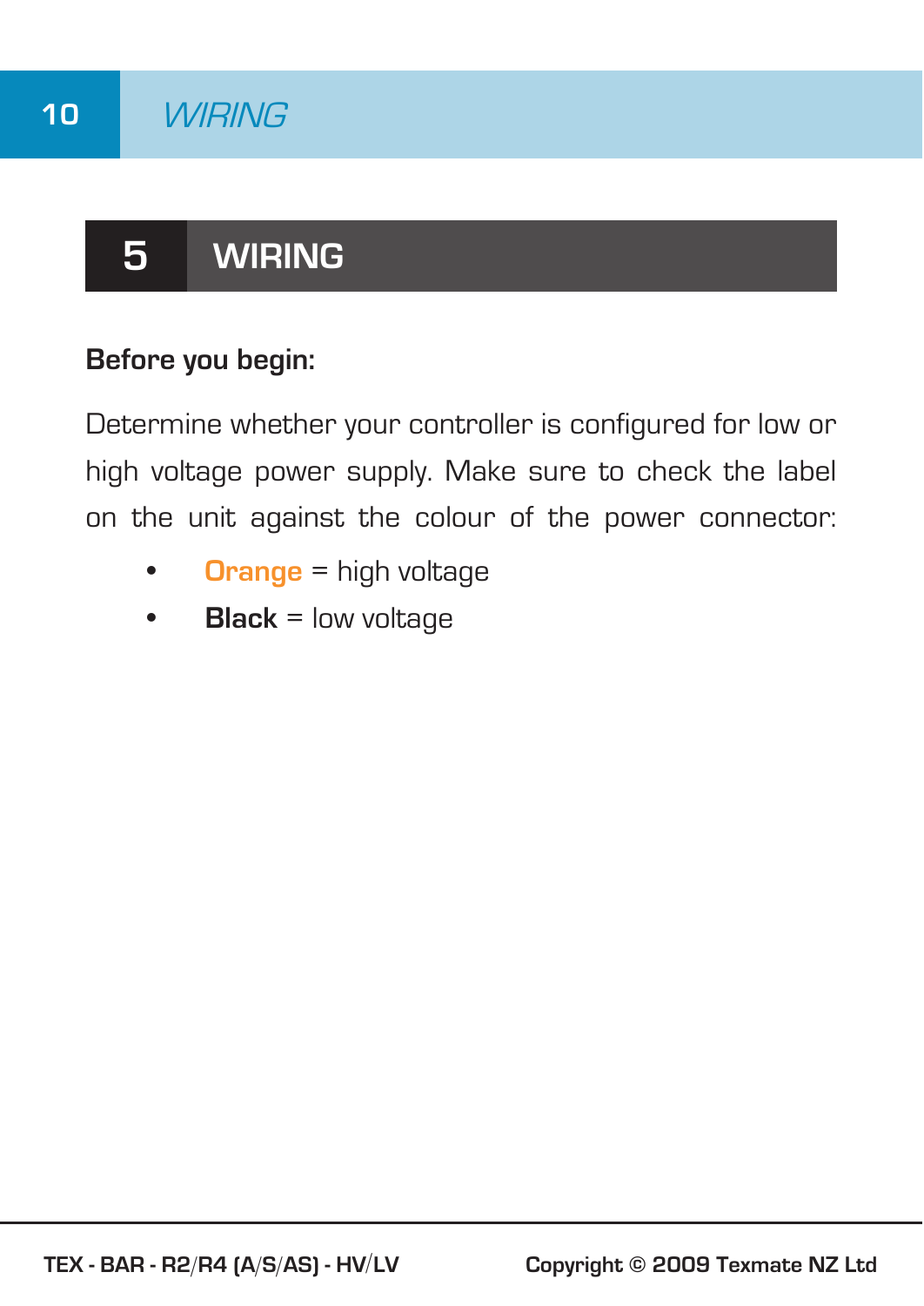# 5 WIRING

**Before you begin:**

Determine whether your controller is configured for low or high voltage power supply. Make sure to check the label on the unit against the colour of the power connector:

- **Orange** = high voltage
- **Black** = low voltage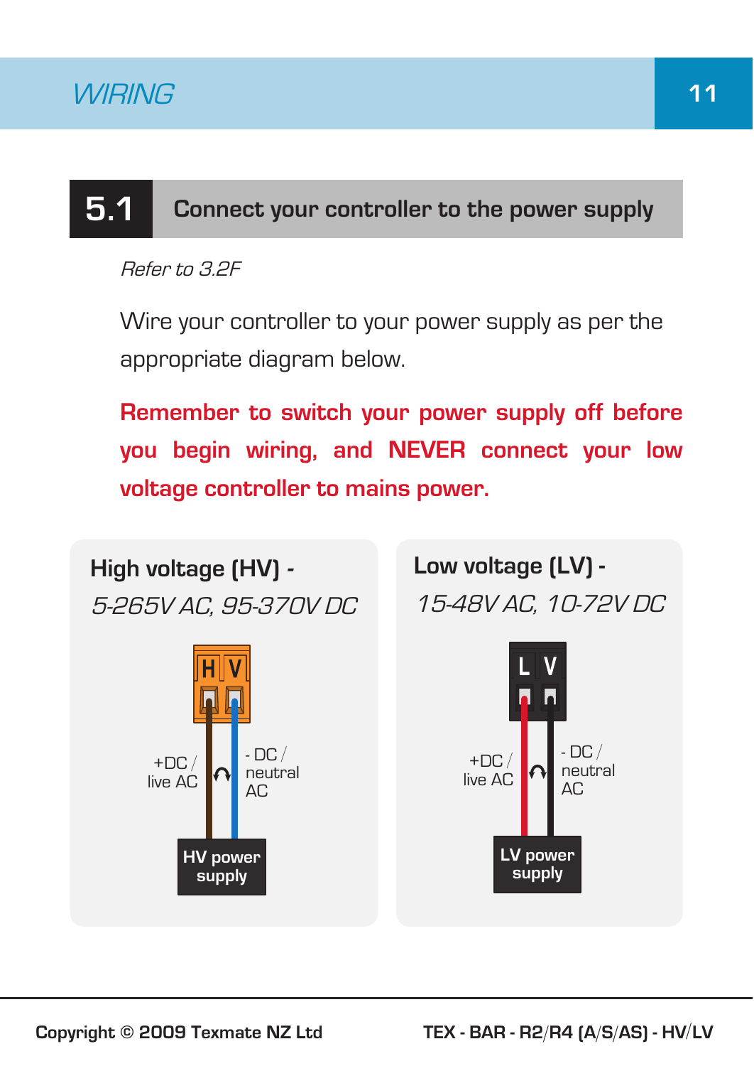## 5.1 Connect your controller to the power supply

*Refer to 3.2F*

Wire your controller to your power supply as per the appropriate diagram below.

**Remember to switch your power supply off before you begin wiring, and NEVER connect your low voltage controller to mains power.**

**High voltage (HV) -**
*5-265V AC, 95-370V DC*

H V

+DC / live AC

- DC / neutral AC

**HV power supply**

**Low voltage (LV) -**
*15-48V AC, 10-72V DC*

L V

+DC / live AC

- DC / neutral AC

**LV power supply**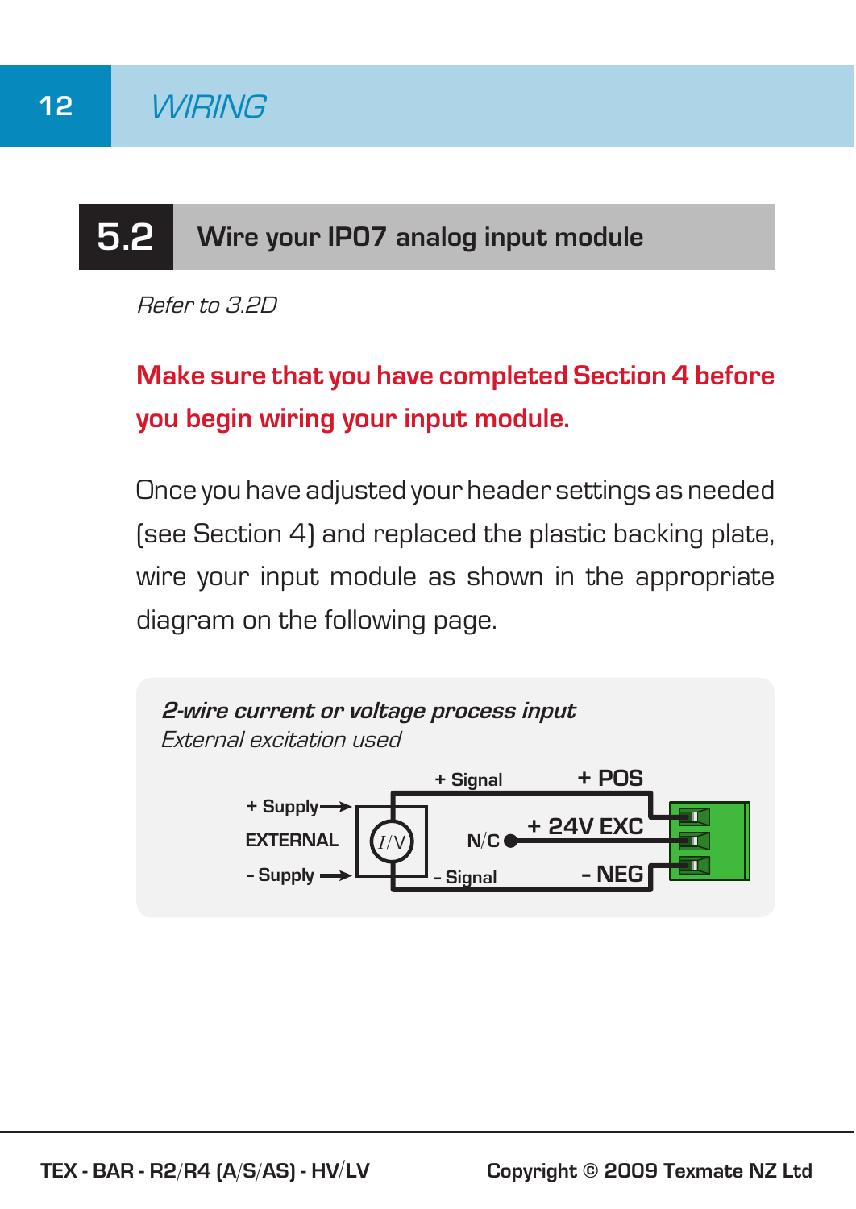## 5.2 Wire your IP07 analog input module

*Refer to 3.2D*

**Make sure that you have completed Section 4 before you begin wiring your input module.**

Once you have adjusted your header settings as needed (see Section 4) and replaced the plastic backing plate, wire your input module as shown in the appropriate diagram on the following page.

***2-wire current or voltage process input***
*External excitation used*

+ Signal
+ POS
+ Supply
EXTERNAL
I/V
N/C
+ 24V EXC
- Supply
- Signal
- NEG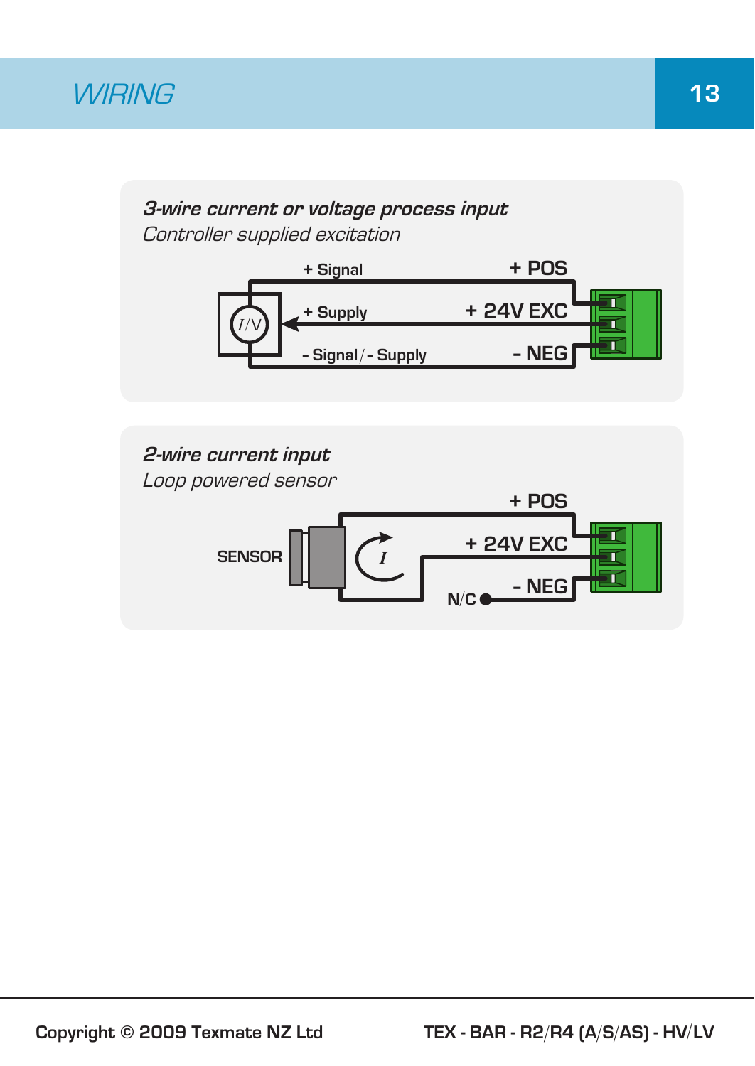# WIRING

### *3-wire current or voltage process input*

*Controller supplied excitation*

+ Signal — + POS

+ Supply — + 24V EXC

- Signal / - Supply — - NEG

### *2-wire current input*

*Loop powered sensor*

SENSOR

+ POS

+ 24V EXC

- NEG

N/C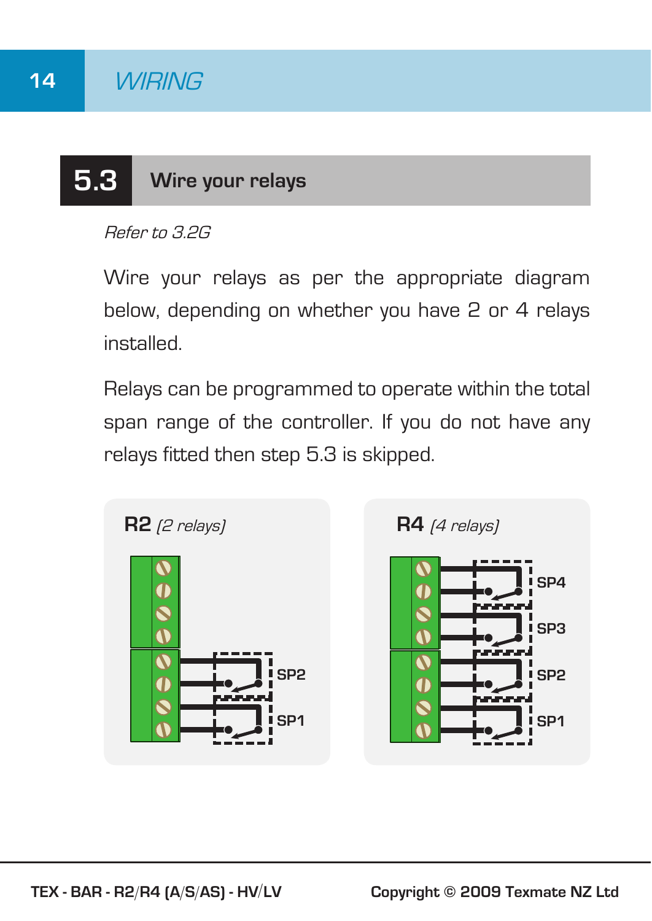## 5.3 Wire your relays

*Refer to 3.2G*

Wire your relays as per the appropriate diagram below, depending on whether you have 2 or 4 relays installed.

Relays can be programmed to operate within the total span range of the controller. If you do not have any relays fitted then step 5.3 is skipped.

**R2** *(2 relays)*

SP2

SP1

**R4** *(4 relays)*

SP4

SP3

SP2

SP1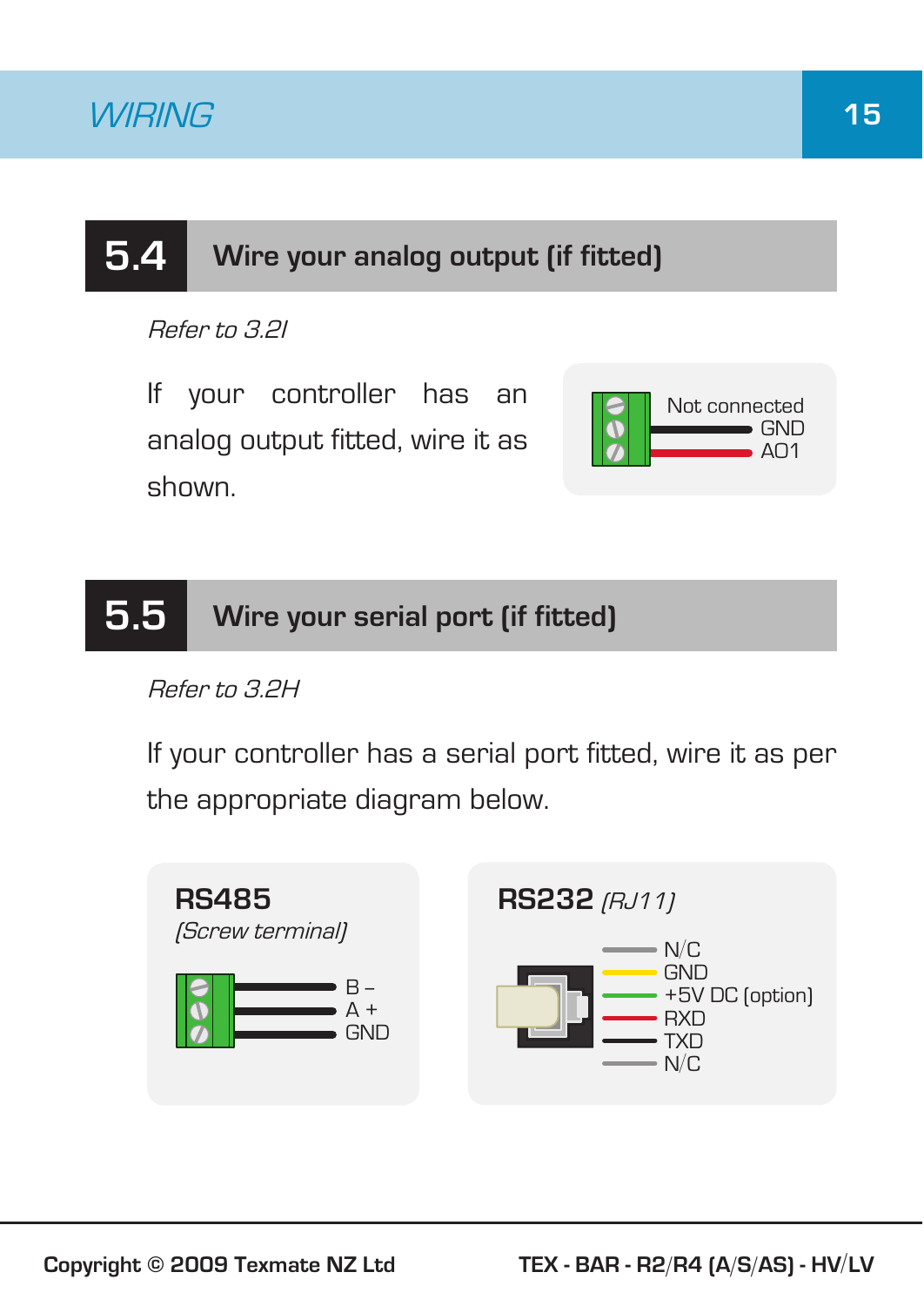## 5.4 Wire your analog output (if fitted)

*Refer to 3.2I*

If your controller has an analog output fitted, wire it as shown.

Not connected
GND
AO1

## 5.5 Wire your serial port (if fitted)

*Refer to 3.2H*

If your controller has a serial port fitted, wire it as per the appropriate diagram below.

**RS485**
*(Screw terminal)*

B –
A +
GND

**RS232** *(RJ11)*

N/C
GND
+5V DC (option)
RXD
TXD
N/C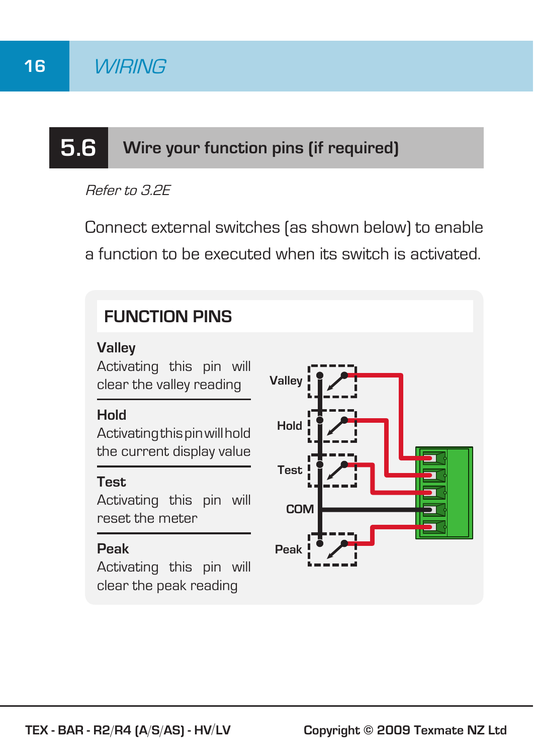## 5.6 Wire your function pins (if required)

*Refer to 3.2E*

Connect external switches (as shown below) to enable a function to be executed when its switch is activated.

### FUNCTION PINS

**Valley**
Activating this pin will clear the valley reading

**Hold**
Activating this pin will hold the current display value

**Test**
Activating this pin will reset the meter

**Peak**
Activating this pin will clear the peak reading

Valley
Hold
Test
COM
Peak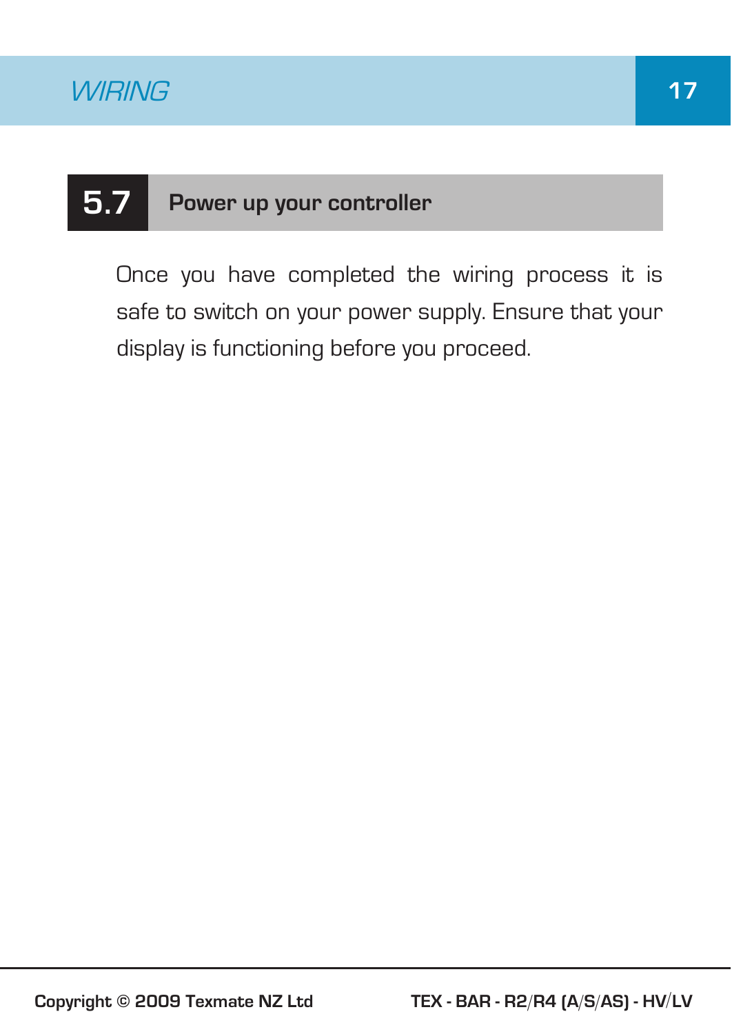## 5.7 Power up your controller

Once you have completed the wiring process it is safe to switch on your power supply. Ensure that your display is functioning before you proceed.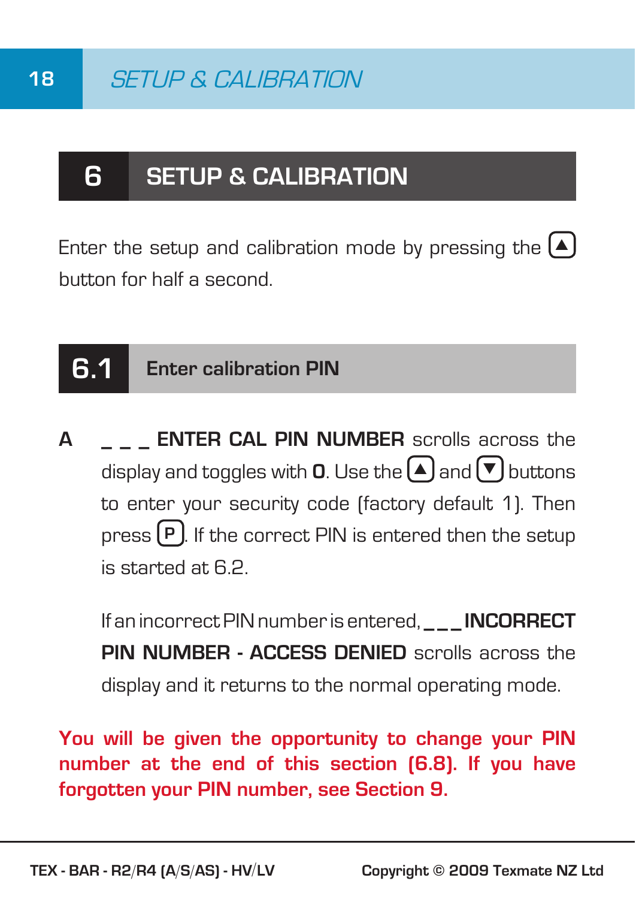## 6 SETUP & CALIBRATION

Enter the setup and calibration mode by pressing the ▲ button for half a second.

### 6.1 Enter calibration PIN

**A** **_ _ _ ENTER CAL PIN NUMBER** scrolls across the display and toggles with **0**. Use the ▲ and ▼ buttons to enter your security code (factory default 1). Then press P. If the correct PIN is entered then the setup is started at 6.2.

If an incorrect PIN number is entered, **_ _ _ INCORRECT PIN NUMBER - ACCESS DENIED** scrolls across the display and it returns to the normal operating mode.

**You will be given the opportunity to change your PIN number at the end of this section (6.8). If you have forgotten your PIN number, see Section 9.**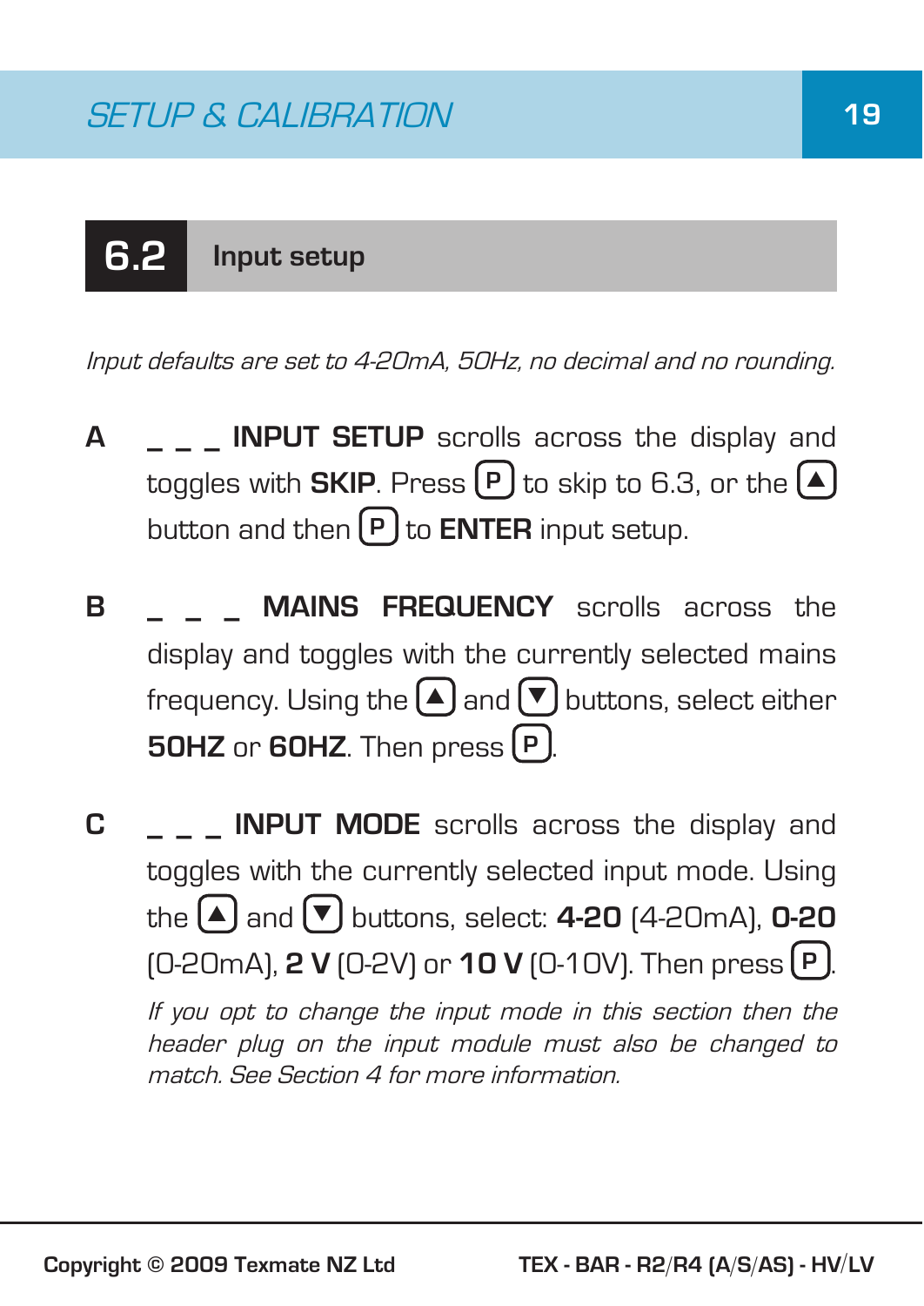## 6.2 Input setup

*Input defaults are set to 4-20mA, 50Hz, no decimal and no rounding.*

**A** _ _ _ **INPUT SETUP** scrolls across the display and toggles with **SKIP**. Press (P) to skip to 6.3, or the (▲) button and then (P) to **ENTER** input setup.

**B** _ _ _ **MAINS FREQUENCY** scrolls across the display and toggles with the currently selected mains frequency. Using the (▲) and (▼) buttons, select either **50HZ** or **60HZ**. Then press (P).

**C** _ _ _ **INPUT MODE** scrolls across the display and toggles with the currently selected input mode. Using the (▲) and (▼) buttons, select: **4-20** (4-20mA), **0-20** (0-20mA), **2 V** (0-2V) or **10 V** (0-10V). Then press (P).

*If you opt to change the input mode in this section then the header plug on the input module must also be changed to match. See Section 4 for more information.*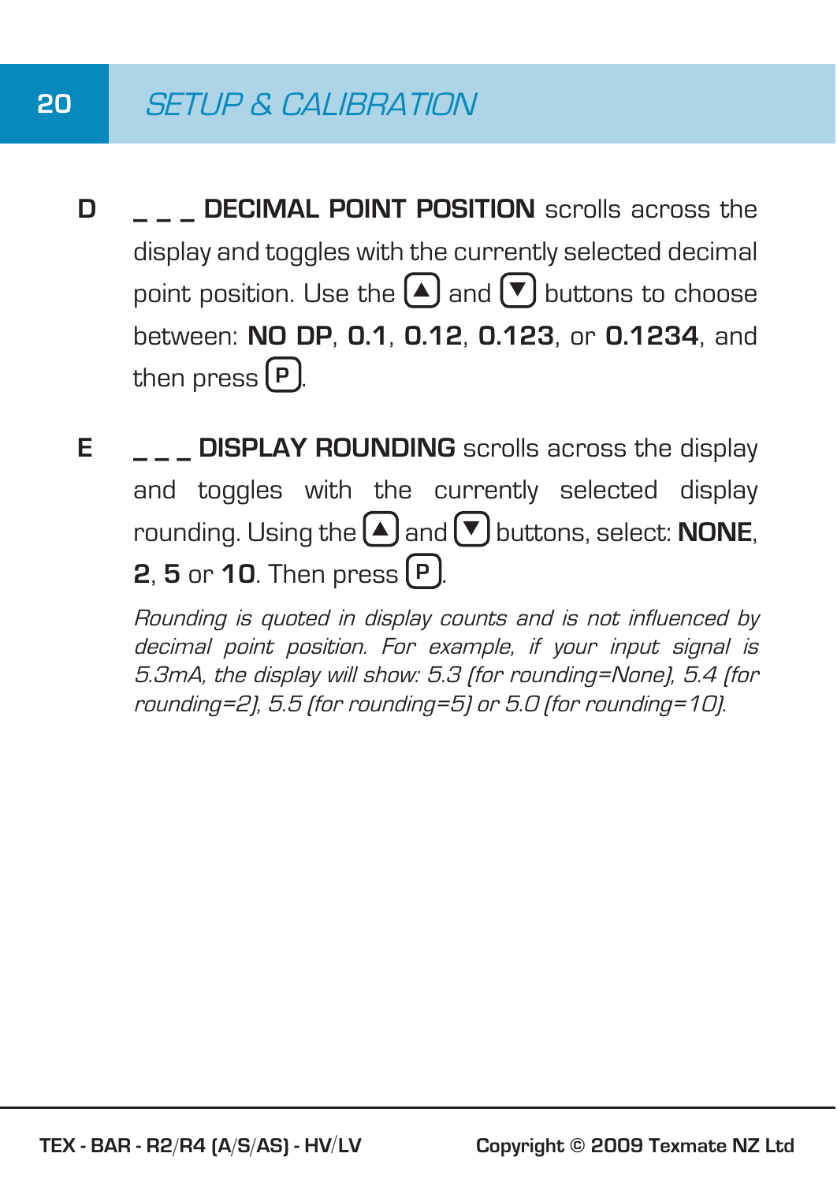## SETUP & CALIBRATION

**D** **_ _ _ DECIMAL POINT POSITION** scrolls across the display and toggles with the currently selected decimal point position. Use the ▲ and ▼ buttons to choose between: **NO DP**, **0.1**, **0.12**, **0.123**, or **0.1234**, and then press P.

**E** **_ _ _ DISPLAY ROUNDING** scrolls across the display and toggles with the currently selected display rounding. Using the ▲ and ▼ buttons, select: **NONE**, **2**, **5** or **10**. Then press P.

*Rounding is quoted in display counts and is not influenced by decimal point position. For example, if your input signal is 5.3mA, the display will show: 5.3 (for rounding=None), 5.4 (for rounding=2), 5.5 (for rounding=5) or 5.0 (for rounding=10).*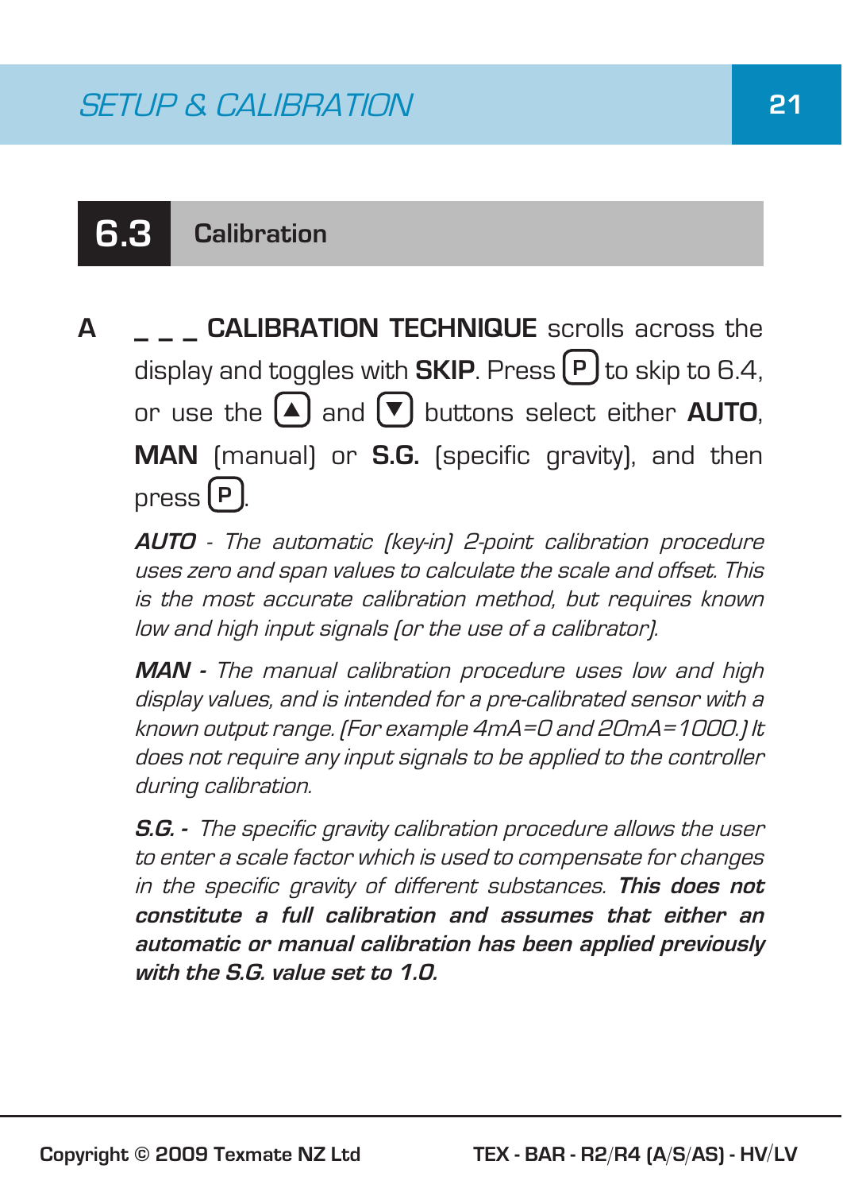## 6.3 Calibration

**A** _ _ _ **CALIBRATION TECHNIQUE** scrolls across the display and toggles with **SKIP**. Press [P] to skip to 6.4, or use the [▲] and [▼] buttons select either **AUTO**, **MAN** (manual) or **S.G.** (specific gravity), and then press [P].

***AUTO*** *- The automatic (key-in) 2-point calibration procedure uses zero and span values to calculate the scale and offset. This is the most accurate calibration method, but requires known low and high input signals (or the use of a calibrator).*

***MAN -*** *The manual calibration procedure uses low and high display values, and is intended for a pre-calibrated sensor with a known output range. (For example 4mA=0 and 20mA=1000.) It does not require any input signals to be applied to the controller during calibration.*

***S.G. -*** *The specific gravity calibration procedure allows the user to enter a scale factor which is used to compensate for changes in the specific gravity of different substances.* ***This does not constitute a full calibration and assumes that either an automatic or manual calibration has been applied previously with the S.G. value set to 1.0.***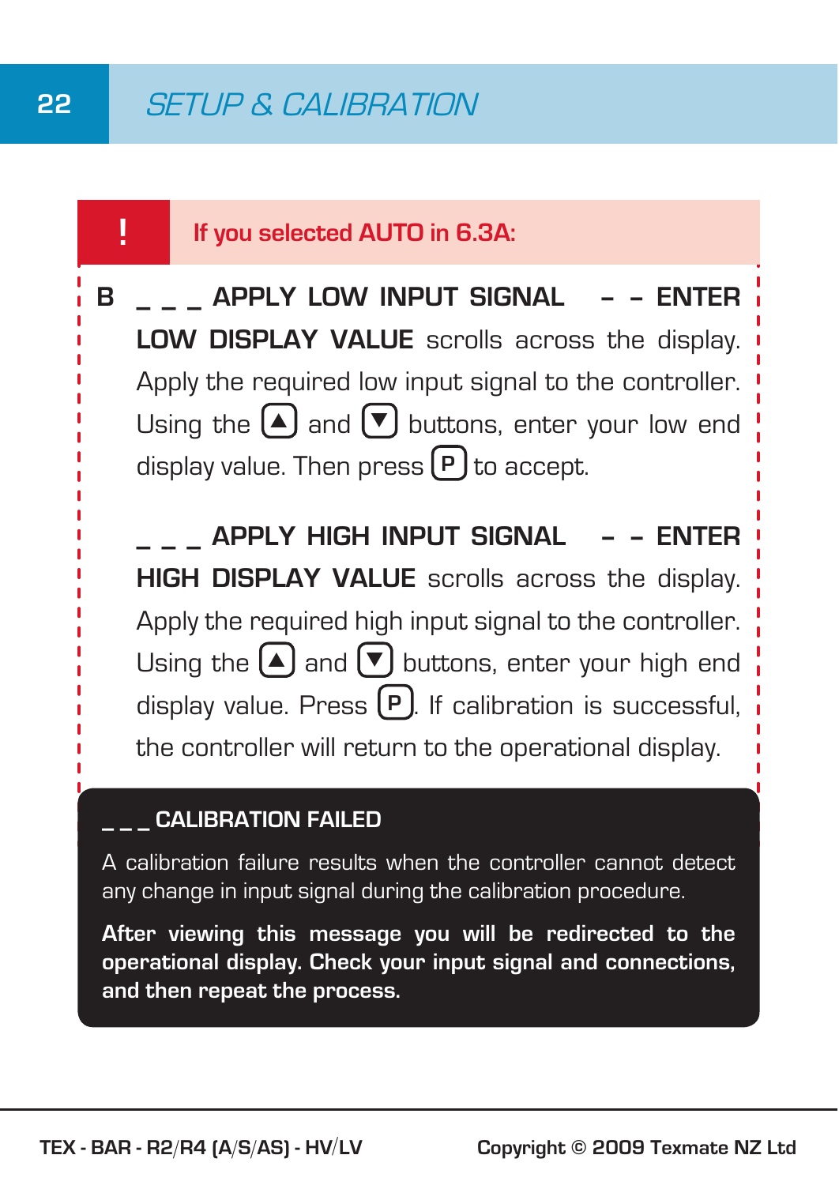## SETUP & CALIBRATION

**! If you selected AUTO in 6.3A:**

**B** **_ _ _ APPLY LOW INPUT SIGNAL – – ENTER LOW DISPLAY VALUE** scrolls across the display. Apply the required low input signal to the controller. Using the ▲ and ▼ buttons, enter your low end display value. Then press **P** to accept.

**_ _ _ APPLY HIGH INPUT SIGNAL – – ENTER HIGH DISPLAY VALUE** scrolls across the display. Apply the required high input signal to the controller. Using the ▲ and ▼ buttons, enter your high end display value. Press **P**. If calibration is successful, the controller will return to the operational display.

**_ _ _ CALIBRATION FAILED**

A calibration failure results when the controller cannot detect any change in input signal during the calibration procedure.

**After viewing this message you will be redirected to the operational display. Check your input signal and connections, and then repeat the process.**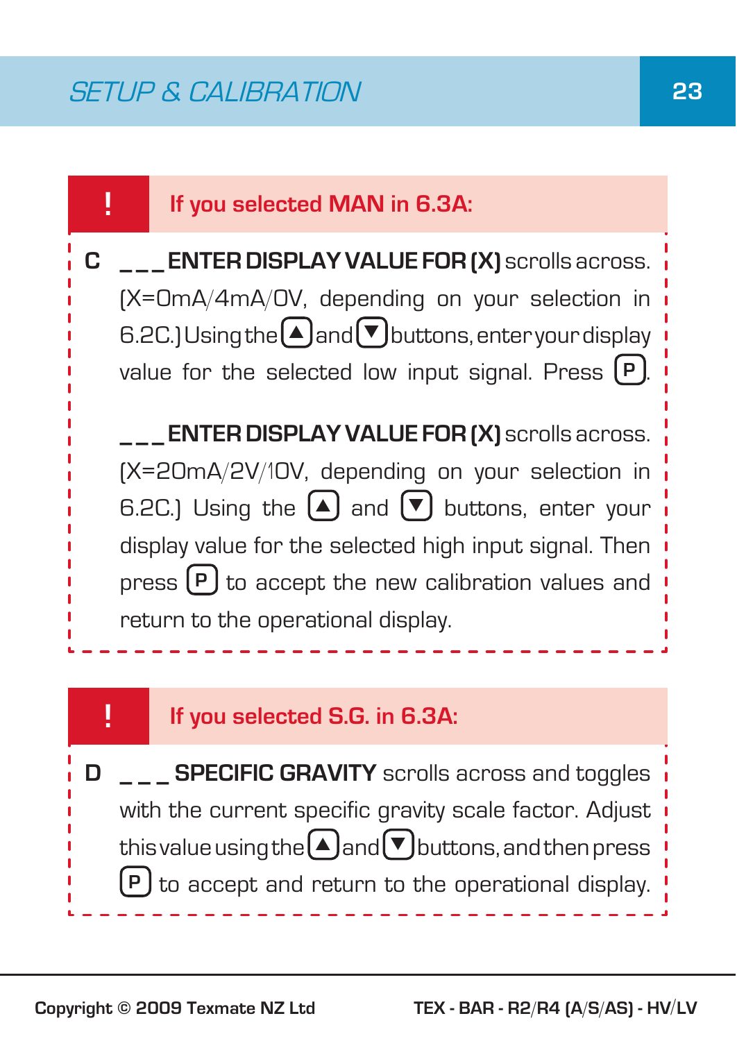## SETUP & CALIBRATION

**! If you selected MAN in 6.3A:**

**C** ___ **ENTER DISPLAY VALUE FOR (X)** scrolls across. (X=0mA/4mA/0V, depending on your selection in 6.2C.) Using the ▲ and ▼ buttons, enter your display value for the selected low input signal. Press **P**.

___ **ENTER DISPLAY VALUE FOR (X)** scrolls across. (X=20mA/2V/10V, depending on your selection in 6.2C.) Using the ▲ and ▼ buttons, enter your display value for the selected high input signal. Then press **P** to accept the new calibration values and return to the operational display.

**! If you selected S.G. in 6.3A:**

**D** ___ **SPECIFIC GRAVITY** scrolls across and toggles with the current specific gravity scale factor. Adjust this value using the ▲ and ▼ buttons, and then press **P** to accept and return to the operational display.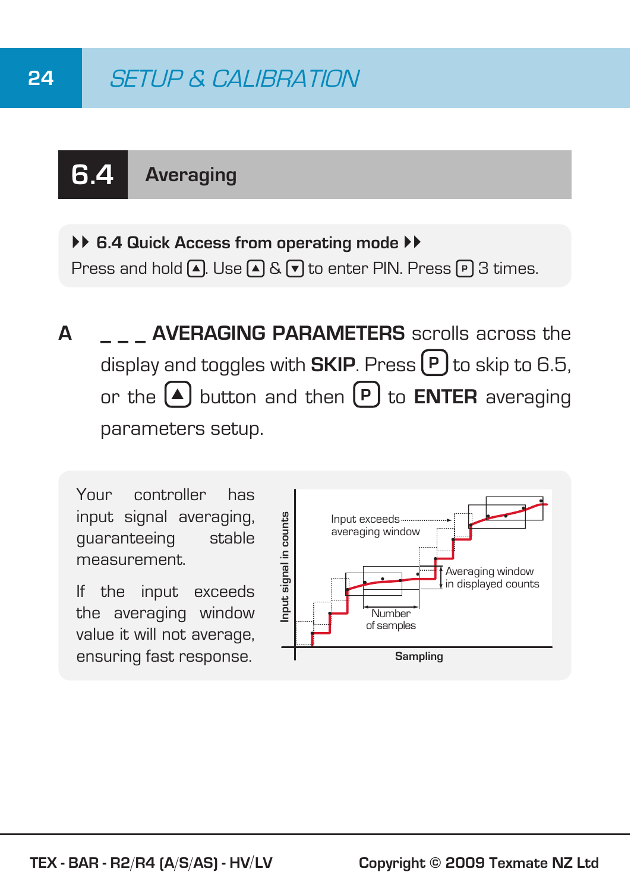## 6.4 Averaging

**▶▶ 6.4 Quick Access from operating mode ▶▶**
Press and hold [▲]. Use [▲] & [▼] to enter PIN. Press [P] 3 times.

**A** **_ _ _ AVERAGING PARAMETERS** scrolls across the display and toggles with **SKIP**. Press [P] to skip to 6.5, or the [▲] button and then [P] to **ENTER** averaging parameters setup.

Your controller has input signal averaging, guaranteeing stable measurement.

If the input exceeds the averaging window value it will not average, ensuring fast response.

Input signal in counts
Input exceeds averaging window
Averaging window in displayed counts
Number of samples
Sampling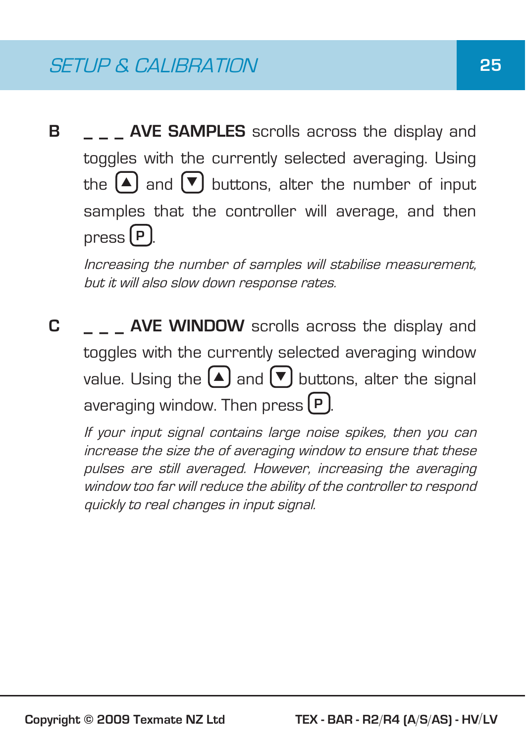**B** _ _ _ **AVE SAMPLES** scrolls across the display and toggles with the currently selected averaging. Using the [▲] and [▼] buttons, alter the number of input samples that the controller will average, and then press [P].

*Increasing the number of samples will stabilise measurement, but it will also slow down response rates.*

**C** _ _ _ **AVE WINDOW** scrolls across the display and toggles with the currently selected averaging window value. Using the [▲] and [▼] buttons, alter the signal averaging window. Then press [P].

*If your input signal contains large noise spikes, then you can increase the size the of averaging window to ensure that these pulses are still averaged. However, increasing the averaging window too far will reduce the ability of the controller to respond quickly to real changes in input signal.*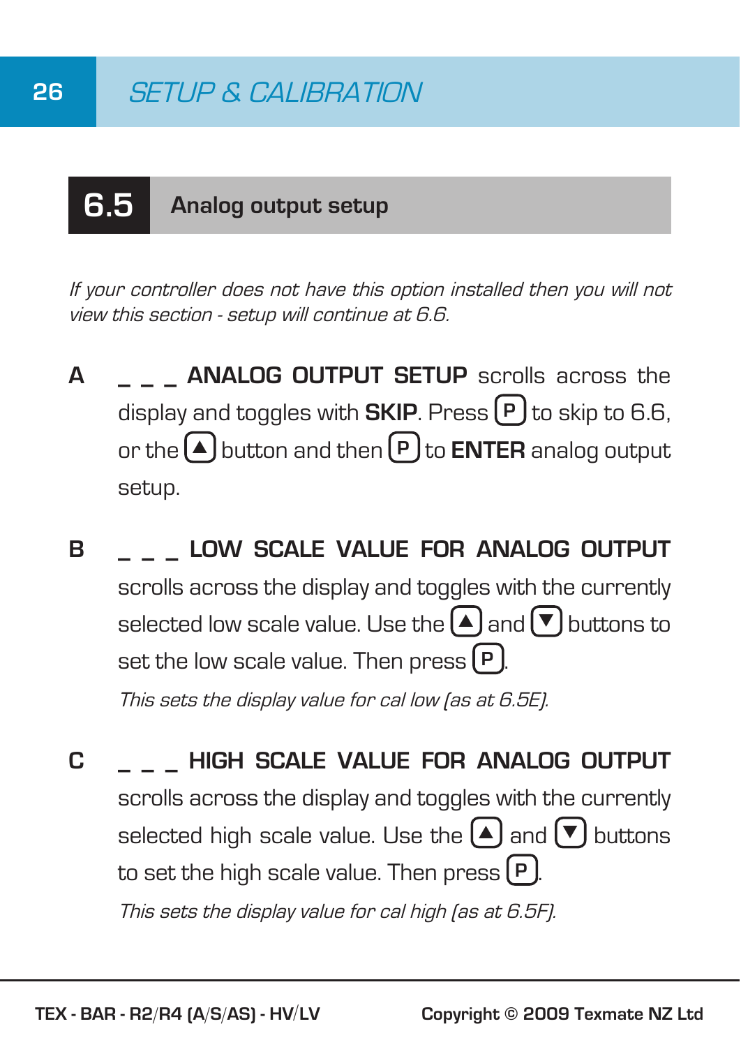## 6.5 Analog output setup

*If your controller does not have this option installed then you will not view this section - setup will continue at 6.6.*

**A** _ _ _ **ANALOG OUTPUT SETUP** scrolls across the display and toggles with **SKIP**. Press [P] to skip to 6.6, or the [▲] button and then [P] to **ENTER** analog output setup.

**B** _ _ _ **LOW SCALE VALUE FOR ANALOG OUTPUT** scrolls across the display and toggles with the currently selected low scale value. Use the [▲] and [▼] buttons to set the low scale value. Then press [P].

*This sets the display value for cal low (as at 6.5E).*

**C** _ _ _ **HIGH SCALE VALUE FOR ANALOG OUTPUT** scrolls across the display and toggles with the currently selected high scale value. Use the [▲] and [▼] buttons to set the high scale value. Then press [P].

*This sets the display value for cal high (as at 6.5F).*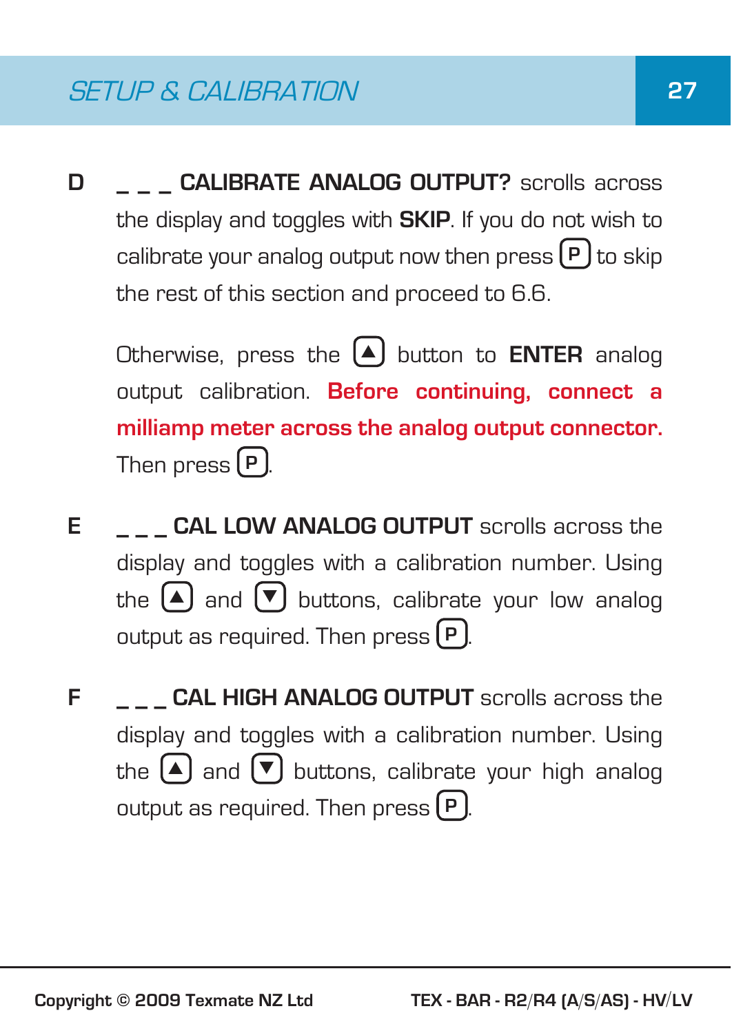**D** **_ _ _ CALIBRATE ANALOG OUTPUT?** scrolls across the display and toggles with **SKIP**. If you do not wish to calibrate your analog output now then press [P] to skip the rest of this section and proceed to 6.6.

Otherwise, press the [▲] button to **ENTER** analog output calibration. **Before continuing, connect a milliamp meter across the analog output connector.** Then press [P].

**E** **_ _ _ CAL LOW ANALOG OUTPUT** scrolls across the display and toggles with a calibration number. Using the [▲] and [▼] buttons, calibrate your low analog output as required. Then press [P].

**F** **_ _ _ CAL HIGH ANALOG OUTPUT** scrolls across the display and toggles with a calibration number. Using the [▲] and [▼] buttons, calibrate your high analog output as required. Then press [P].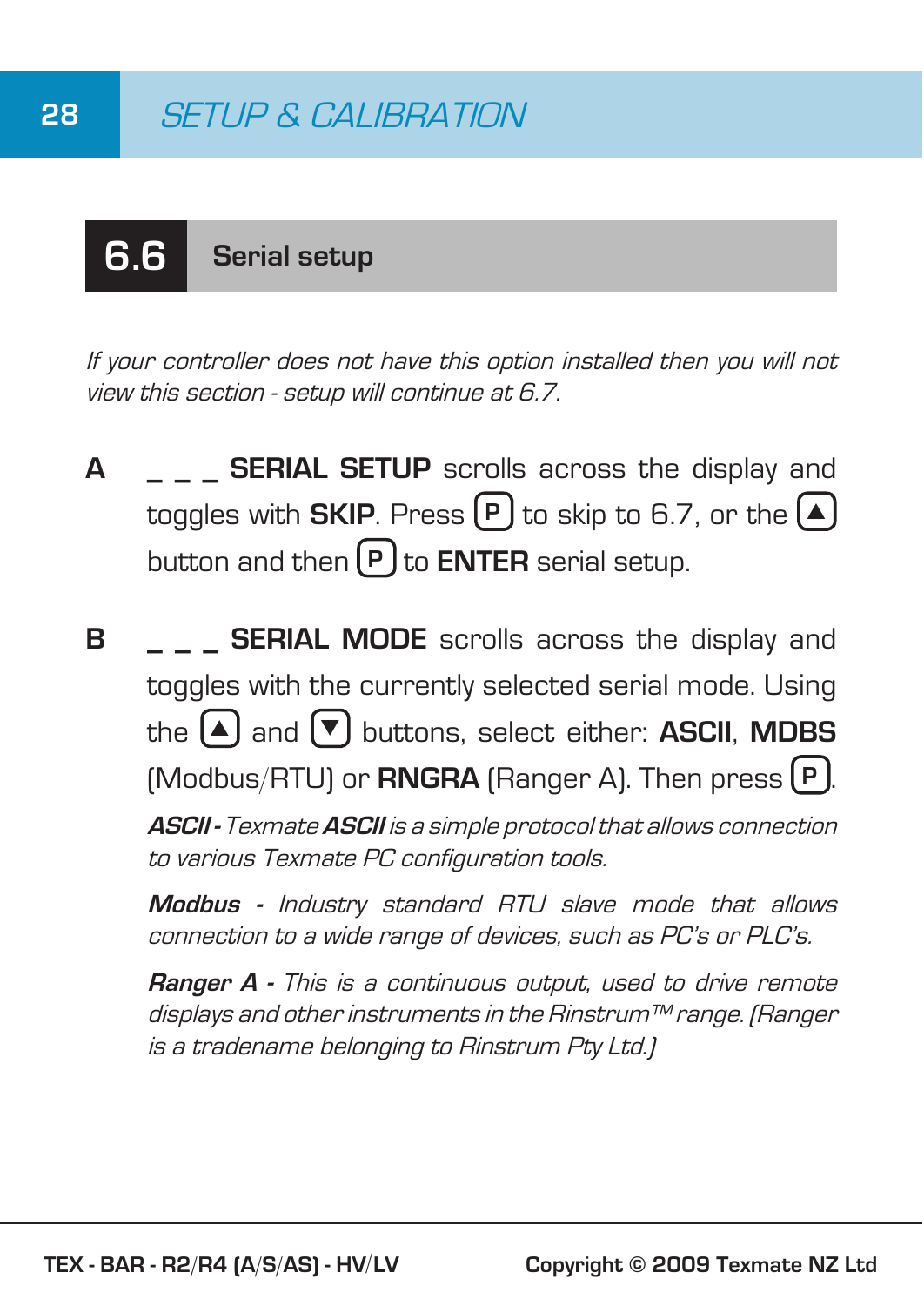## 6.6 Serial setup

*If your controller does not have this option installed then you will not view this section - setup will continue at 6.7.*

**A** _ _ _ **SERIAL SETUP** scrolls across the display and toggles with **SKIP**. Press (P) to skip to 6.7, or the (▲) button and then (P) to **ENTER** serial setup.

**B** _ _ _ **SERIAL MODE** scrolls across the display and toggles with the currently selected serial mode. Using the (▲) and (▼) buttons, select either: **ASCII**, **MDBS** (Modbus/RTU) or **RNGRA** (Ranger A). Then press (P).

***ASCII*** *- Texmate* ***ASCII*** *is a simple protocol that allows connection to various Texmate PC configuration tools.*

***Modbus*** *- Industry standard RTU slave mode that allows connection to a wide range of devices, such as PC's or PLC's.*

***Ranger A*** *- This is a continuous output, used to drive remote displays and other instruments in the Rinstrum™ range. (Ranger is a tradename belonging to Rinstrum Pty Ltd.)*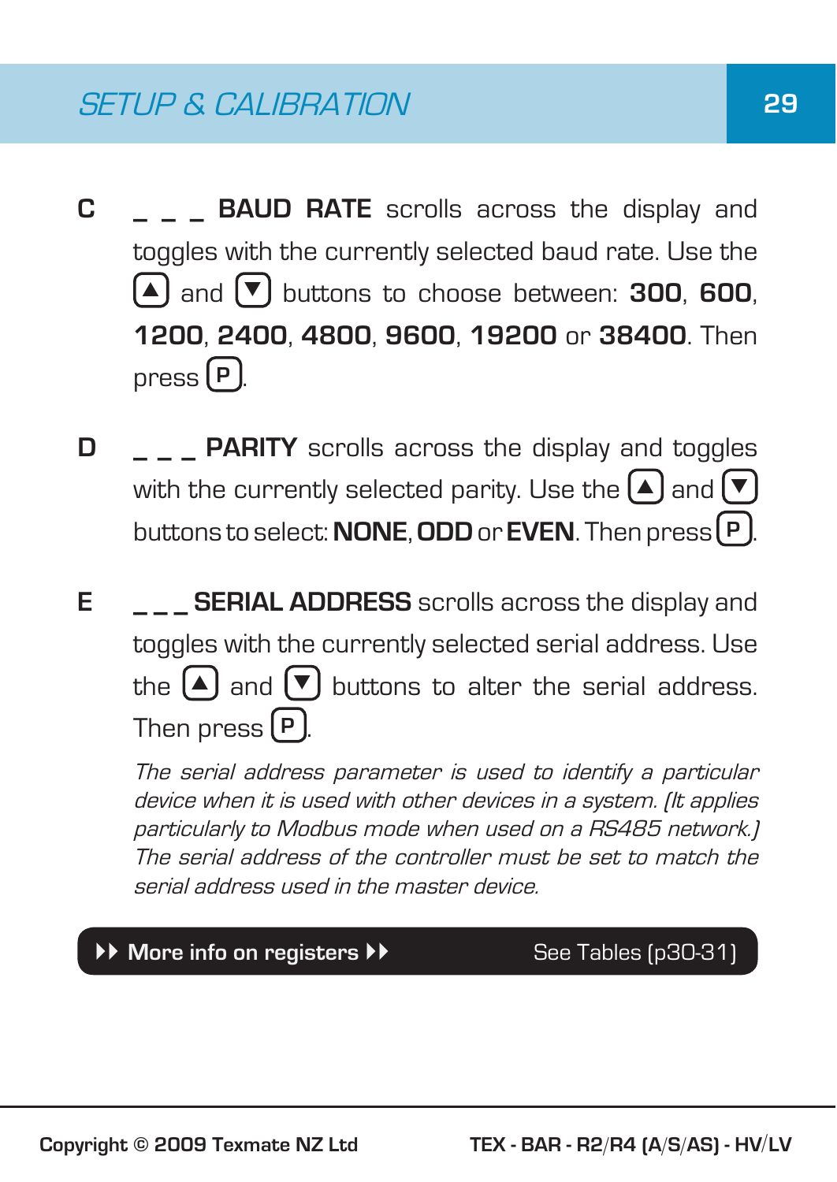## SETUP & CALIBRATION

**C** _ _ _ **BAUD RATE** scrolls across the display and toggles with the currently selected baud rate. Use the [▲] and [▼] buttons to choose between: **300**, **600**, **1200**, **2400**, **4800**, **9600**, **19200** or **38400**. Then press [P].

**D** _ _ _ **PARITY** scrolls across the display and toggles with the currently selected parity. Use the [▲] and [▼] buttons to select: **NONE**, **ODD** or **EVEN**. Then press [P].

**E** _ _ _ **SERIAL ADDRESS** scrolls across the display and toggles with the currently selected serial address. Use the [▲] and [▼] buttons to alter the serial address. Then press [P].

*The serial address parameter is used to identify a particular device when it is used with other devices in a system. (It applies particularly to Modbus mode when used on a RS485 network.) The serial address of the controller must be set to match the serial address used in the master device.*

▸▸ **More info on registers** ▸▸ See Tables (p30-31)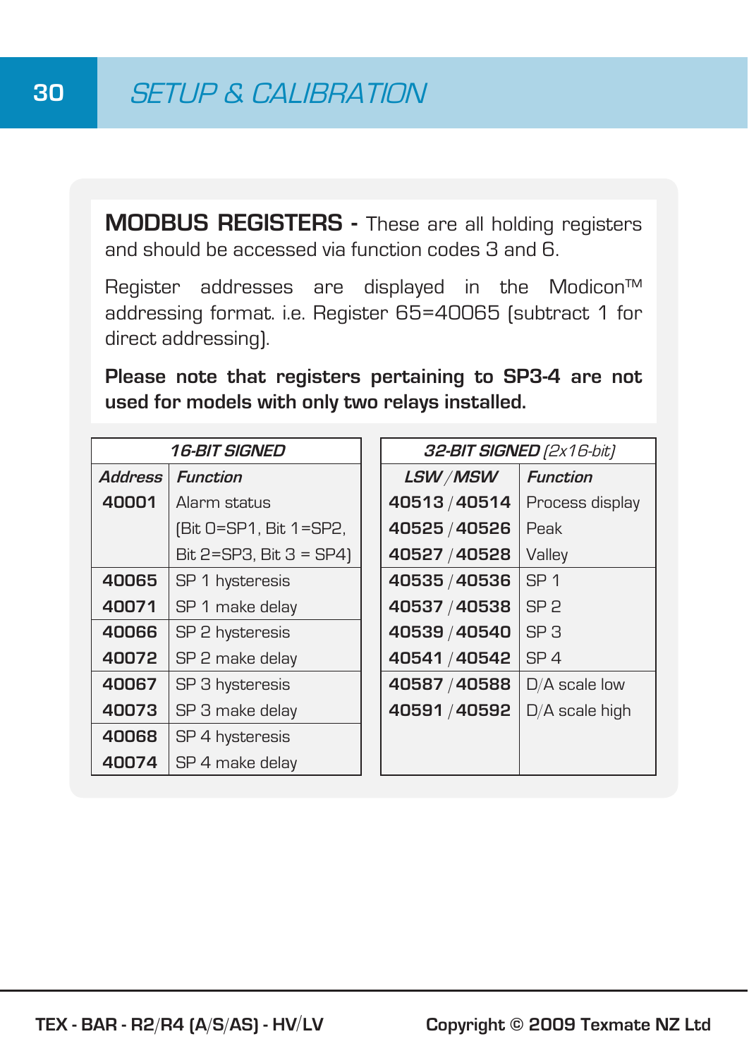## SETUP & CALIBRATION

**MODBUS REGISTERS -** These are all holding registers and should be accessed via function codes 3 and 6.

Register addresses are displayed in the Modicon™ addressing format. i.e. Register 65=40065 (subtract 1 for direct addressing).

**Please note that registers pertaining to SP3-4 are not used for models with only two relays installed.**

| ***16-BIT SIGNED*** | |
|---|---|
| ***Address*** | ***Function*** |
| **40001** | Alarm status (Bit 0=SP1, Bit 1=SP2, Bit 2=SP3, Bit 3 = SP4) |
| **40065** | SP 1 hysteresis |
| **40071** | SP 1 make delay |
| **40066** | SP 2 hysteresis |
| **40072** | SP 2 make delay |
| **40067** | SP 3 hysteresis |
| **40073** | SP 3 make delay |
| **40068** | SP 4 hysteresis |
| **40074** | SP 4 make delay |

| ***32-BIT SIGNED*** *(2x16-bit)* | |
|---|---|
| ***LSW / MSW*** | ***Function*** |
| **40513 / 40514** | Process display |
| **40525 / 40526** | Peak |
| **40527 / 40528** | Valley |
| **40535 / 40536** | SP 1 |
| **40537 / 40538** | SP 2 |
| **40539 / 40540** | SP 3 |
| **40541 / 40542** | SP 4 |
| **40587 / 40588** | D/A scale low |
| **40591 / 40592** | D/A scale high |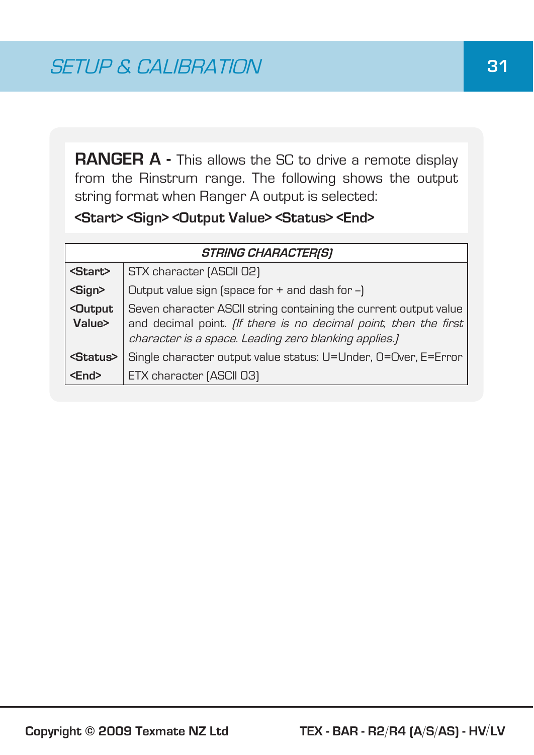**RANGER A -** This allows the SC to drive a remote display from the Rinstrum range. The following shows the output string format when Ranger A output is selected:

**<Start> <Sign> <Output Value> <Status> <End>**

| ***STRING CHARACTER(S)*** | |
|---|---|
| **<Start>** | STX character (ASCII 02) |
| **<Sign>** | Output value sign (space for + and dash for –) |
| **<Output Value>** | Seven character ASCII string containing the current output value and decimal point. *(If there is no decimal point, then the first character is a space. Leading zero blanking applies.)* |
| **<Status>** | Single character output value status: U=Under, O=Over, E=Error |
| **<End>** | ETX character (ASCII 03) |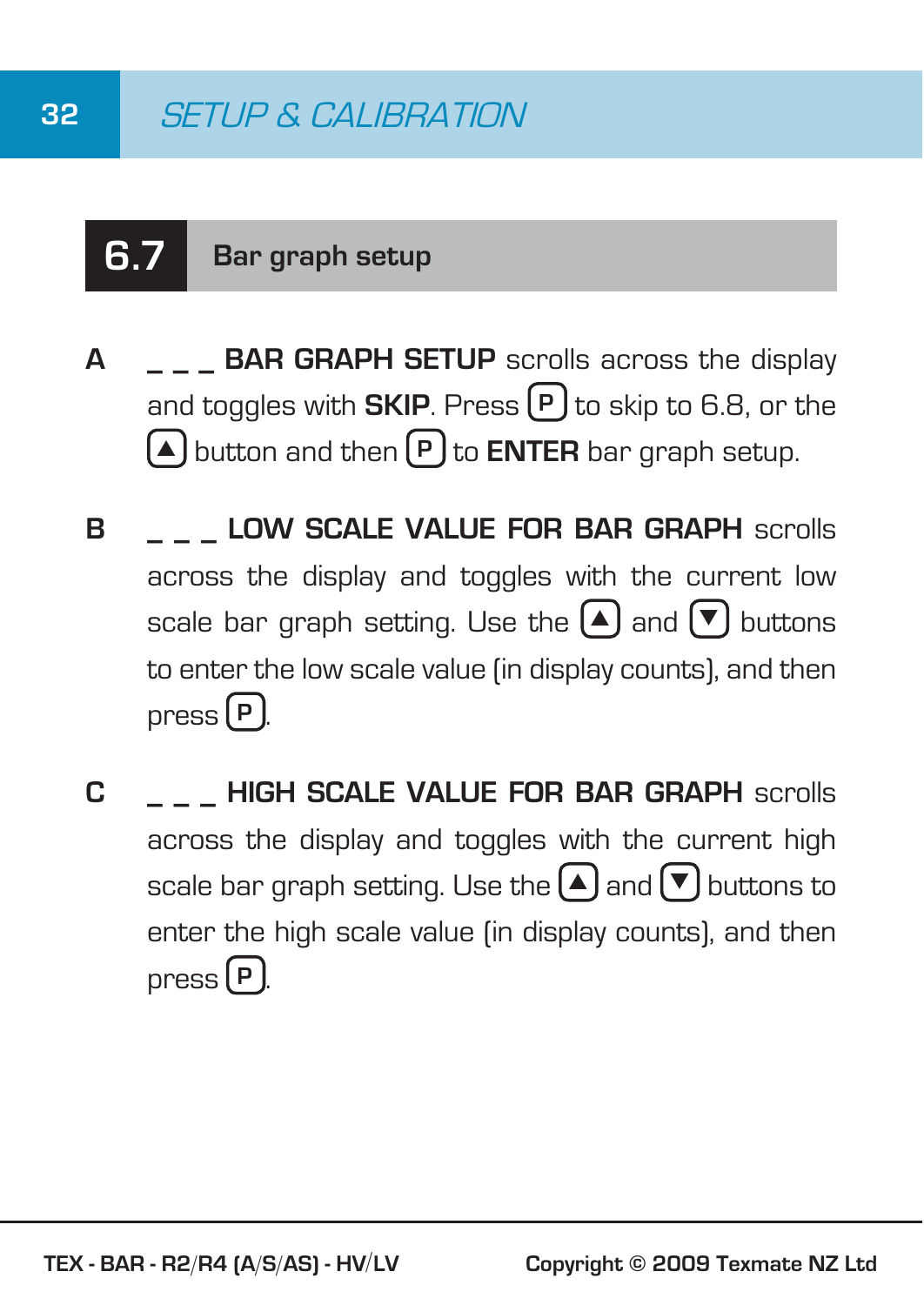## 6.7 Bar graph setup

**A** _ _ _ **BAR GRAPH SETUP** scrolls across the display and toggles with **SKIP**. Press P to skip to 6.8, or the ▲ button and then P to **ENTER** bar graph setup.

**B** _ _ _ **LOW SCALE VALUE FOR BAR GRAPH** scrolls across the display and toggles with the current low scale bar graph setting. Use the ▲ and ▼ buttons to enter the low scale value (in display counts), and then press P.

**C** _ _ _ **HIGH SCALE VALUE FOR BAR GRAPH** scrolls across the display and toggles with the current high scale bar graph setting. Use the ▲ and ▼ buttons to enter the high scale value (in display counts), and then press P.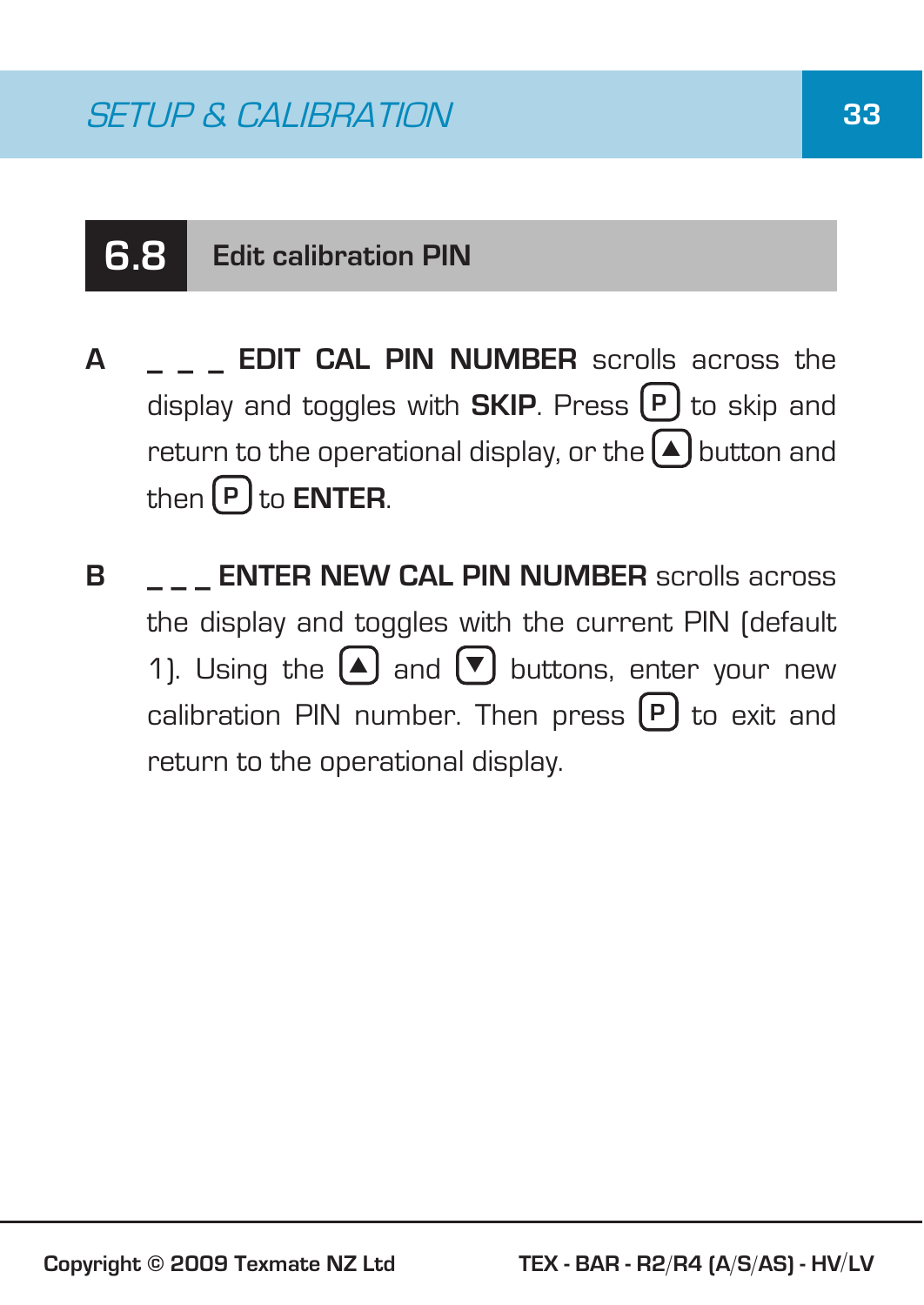## 6.8 Edit calibration PIN

**A** _ _ _ **EDIT CAL PIN NUMBER** scrolls across the display and toggles with **SKIP**. Press [P] to skip and return to the operational display, or the [▲] button and then [P] to **ENTER**.

**B** _ _ _ **ENTER NEW CAL PIN NUMBER** scrolls across the display and toggles with the current PIN (default 1). Using the [▲] and [▼] buttons, enter your new calibration PIN number. Then press [P] to exit and return to the operational display.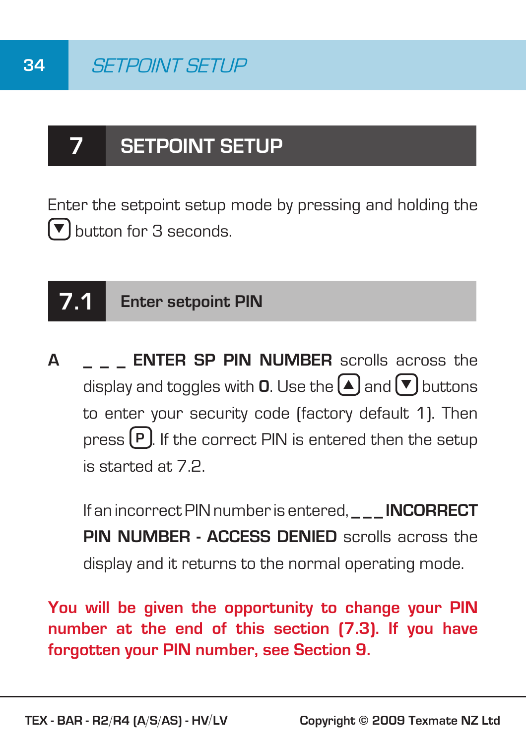# 7 SETPOINT SETUP

Enter the setpoint setup mode by pressing and holding the ▼ button for 3 seconds.

## 7.1 Enter setpoint PIN

**A** _ _ _ **ENTER SP PIN NUMBER** scrolls across the display and toggles with **0**. Use the ▲ and ▼ buttons to enter your security code (factory default 1). Then press **P**. If the correct PIN is entered then the setup is started at 7.2.

If an incorrect PIN number is entered, **_ _ _ INCORRECT PIN NUMBER - ACCESS DENIED** scrolls across the display and it returns to the normal operating mode.

**You will be given the opportunity to change your PIN number at the end of this section (7.3). If you have forgotten your PIN number, see Section 9.**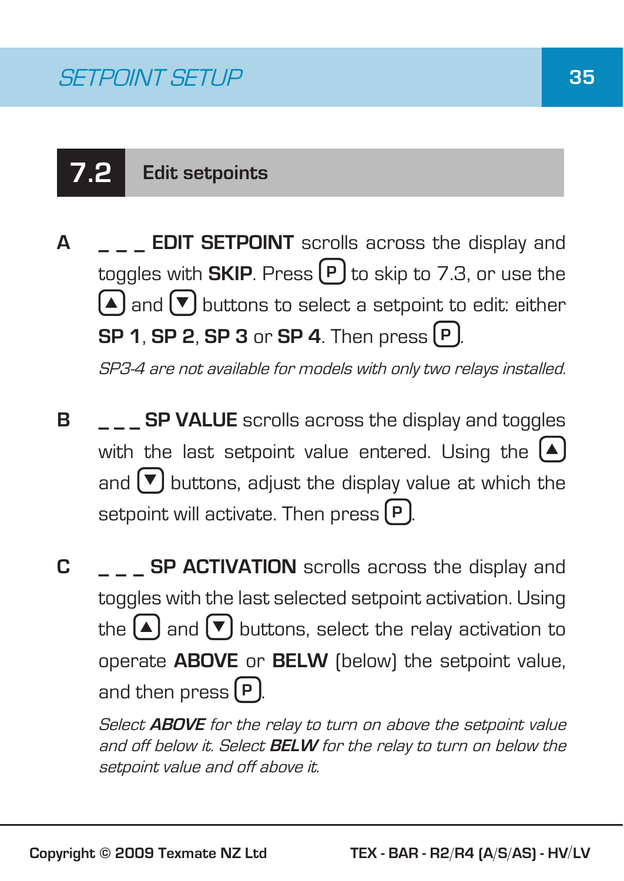## 7.2 Edit setpoints

**A** _ _ _ **EDIT SETPOINT** scrolls across the display and toggles with **SKIP**. Press [P] to skip to 7.3, or use the [▲] and [▼] buttons to select a setpoint to edit: either **SP 1**, **SP 2**, **SP 3** or **SP 4**. Then press [P].

*SP3-4 are not available for models with only two relays installed.*

**B** _ _ _ **SP VALUE** scrolls across the display and toggles with the last setpoint value entered. Using the [▲] and [▼] buttons, adjust the display value at which the setpoint will activate. Then press [P].

**C** _ _ _ **SP ACTIVATION** scrolls across the display and toggles with the last selected setpoint activation. Using the [▲] and [▼] buttons, select the relay activation to operate **ABOVE** or **BELW** (below) the setpoint value, and then press [P].

*Select **ABOVE** for the relay to turn on above the setpoint value and off below it. Select **BELW** for the relay to turn on below the setpoint value and off above it.*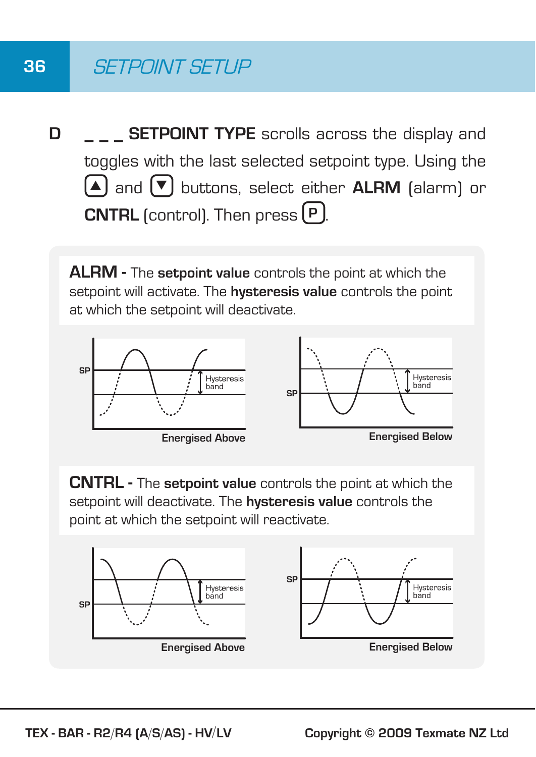## SETPOINT SETUP

**D** **_ _ _ SETPOINT TYPE** scrolls across the display and toggles with the last selected setpoint type. Using the [▲] and [▼] buttons, select either **ALRM** (alarm) or **CNTRL** (control). Then press [P].

**ALRM -** The **setpoint value** controls the point at which the setpoint will activate. The **hysteresis value** controls the point at which the setpoint will deactivate.

SP — Hysteresis band — **Energised Above**

SP — Hysteresis band — **Energised Below**

**CNTRL -** The **setpoint value** controls the point at which the setpoint will deactivate. The **hysteresis value** controls the point at which the setpoint will reactivate.

SP — Hysteresis band — **Energised Above**

SP — Hysteresis band — **Energised Below**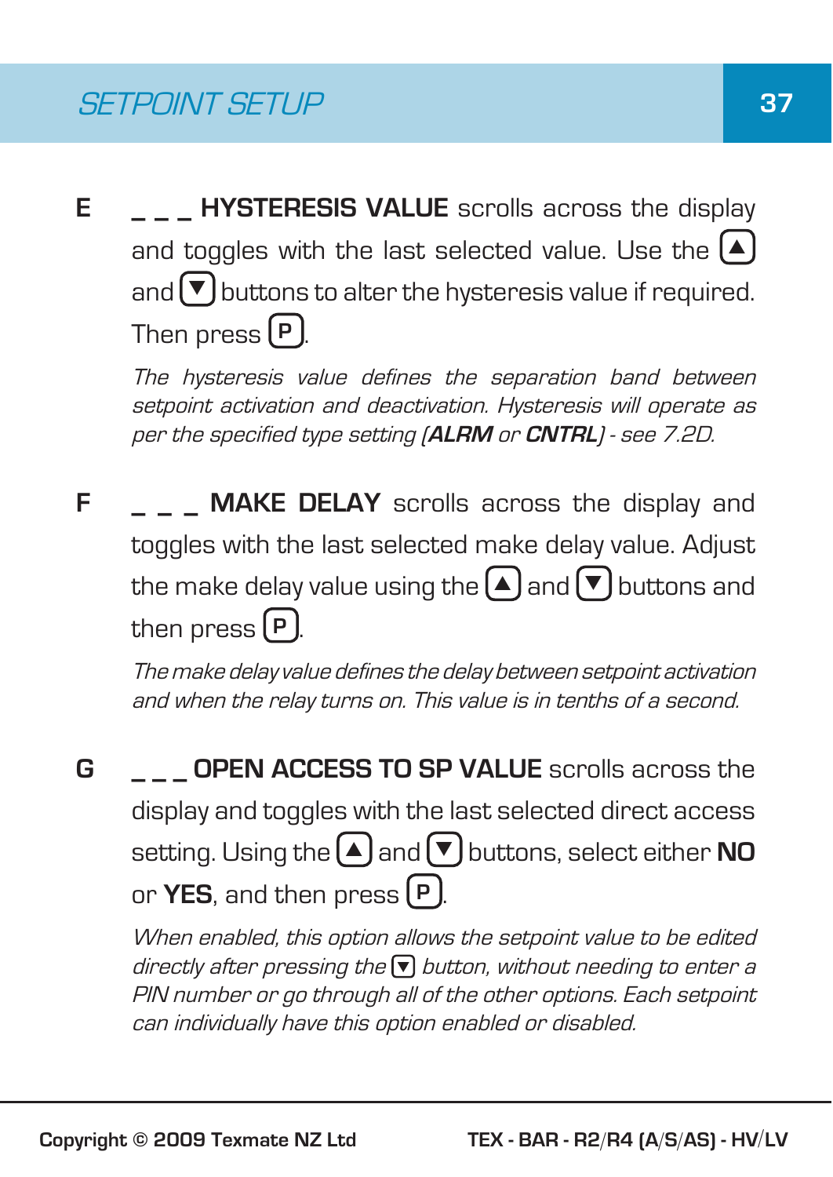## SETPOINT SETUP

**E** _ _ _ **HYSTERESIS VALUE** scrolls across the display and toggles with the last selected value. Use the ▲ and ▼ buttons to alter the hysteresis value if required. Then press P.

*The hysteresis value defines the separation band between setpoint activation and deactivation. Hysteresis will operate as per the specified type setting (**ALRM** or **CNTRL**) - see 7.2D.*

**F** _ _ _ **MAKE DELAY** scrolls across the display and toggles with the last selected make delay value. Adjust the make delay value using the ▲ and ▼ buttons and then press P.

*The make delay value defines the delay between setpoint activation and when the relay turns on. This value is in tenths of a second.*

**G** _ _ _ **OPEN ACCESS TO SP VALUE** scrolls across the display and toggles with the last selected direct access setting. Using the ▲ and ▼ buttons, select either **NO** or **YES**, and then press P.

*When enabled, this option allows the setpoint value to be edited directly after pressing the ▼ button, without needing to enter a PIN number or go through all of the other options. Each setpoint can individually have this option enabled or disabled.*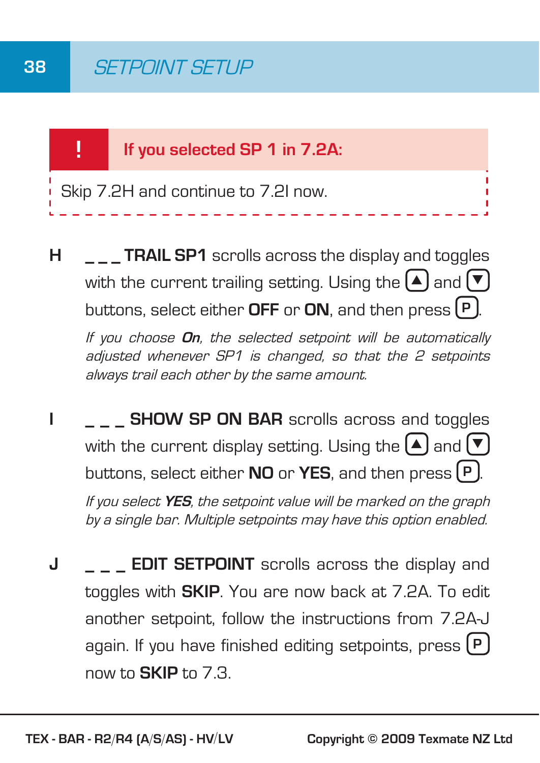## SETPOINT SETUP

> **!** **If you selected SP 1 in 7.2A:**
>
> Skip 7.2H and continue to 7.2I now.

**H** _ _ _ **TRAIL SP1** scrolls across the display and toggles with the current trailing setting. Using the ▲ and ▼ buttons, select either **OFF** or **ON**, and then press **P**.

*If you choose **On**, the selected setpoint will be automatically adjusted whenever SP1 is changed, so that the 2 setpoints always trail each other by the same amount.*

**I** _ _ _ **SHOW SP ON BAR** scrolls across and toggles with the current display setting. Using the ▲ and ▼ buttons, select either **NO** or **YES**, and then press **P**.

*If you select **YES**, the setpoint value will be marked on the graph by a single bar. Multiple setpoints may have this option enabled.*

**J** _ _ _ **EDIT SETPOINT** scrolls across the display and toggles with **SKIP**. You are now back at 7.2A. To edit another setpoint, follow the instructions from 7.2A-J again. If you have finished editing setpoints, press **P** now to **SKIP** to 7.3.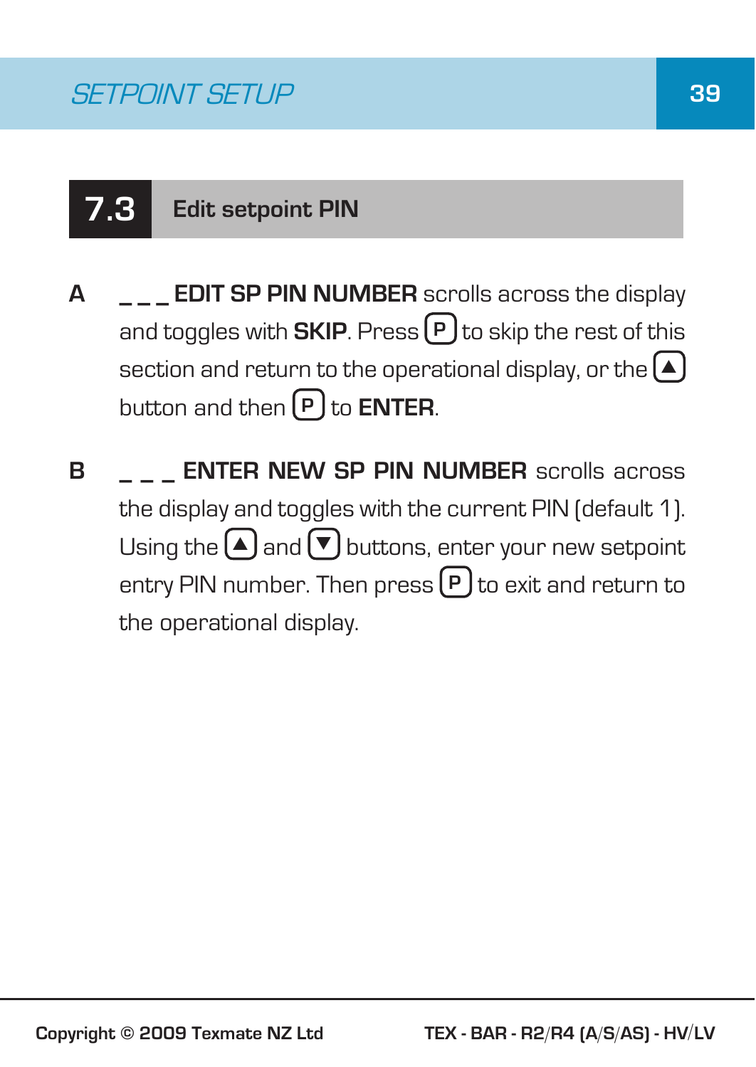## 7.3 Edit setpoint PIN

**A** _ _ _ **EDIT SP PIN NUMBER** scrolls across the display and toggles with **SKIP**. Press (P) to skip the rest of this section and return to the operational display, or the (▲) button and then (P) to **ENTER**.

**B** _ _ _ **ENTER NEW SP PIN NUMBER** scrolls across the display and toggles with the current PIN (default 1). Using the (▲) and (▼) buttons, enter your new setpoint entry PIN number. Then press (P) to exit and return to the operational display.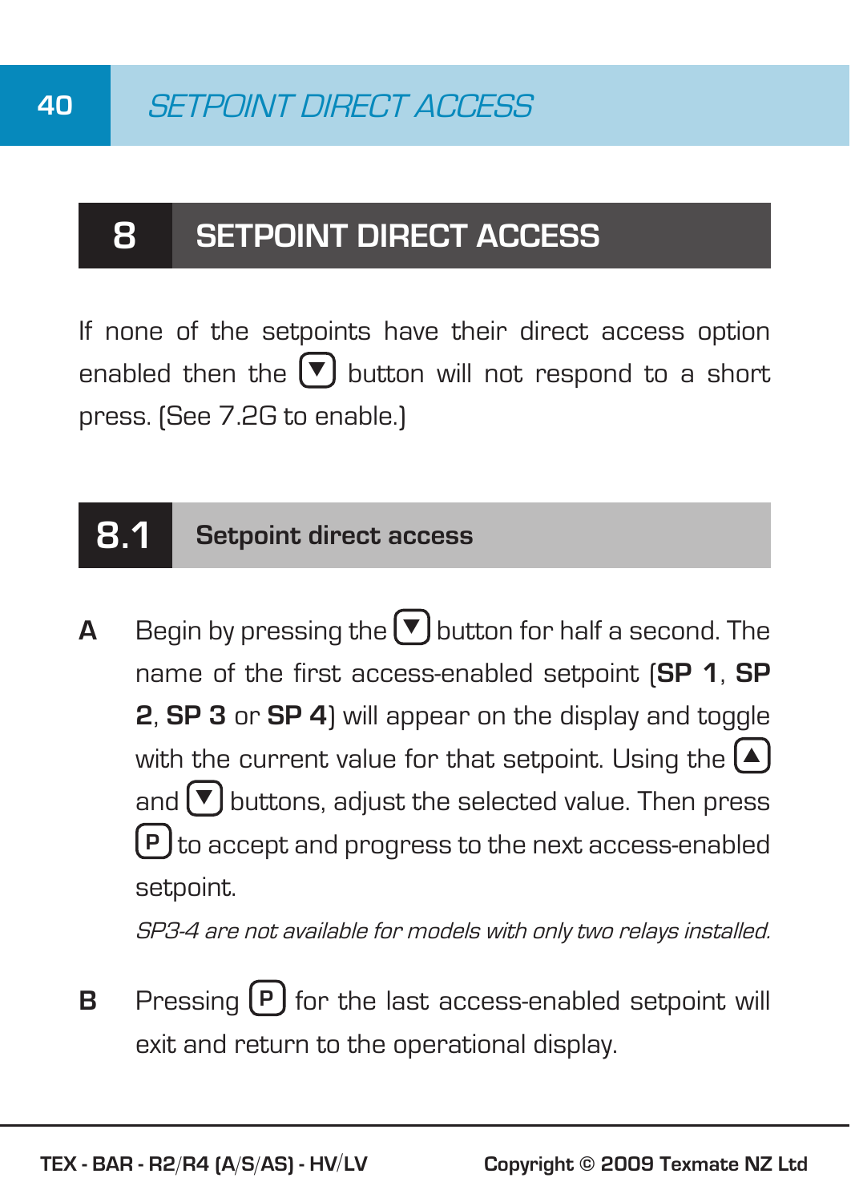# 8 SETPOINT DIRECT ACCESS

If none of the setpoints have their direct access option enabled then the ▼ button will not respond to a short press. (See 7.2G to enable.)

## 8.1 Setpoint direct access

**A** Begin by pressing the ▼ button for half a second. The name of the first access-enabled setpoint (**SP 1**, **SP 2**, **SP 3** or **SP 4**) will appear on the display and toggle with the current value for that setpoint. Using the ▲ and ▼ buttons, adjust the selected value. Then press P to accept and progress to the next access-enabled setpoint.

*SP3-4 are not available for models with only two relays installed.*

**B** Pressing P for the last access-enabled setpoint will exit and return to the operational display.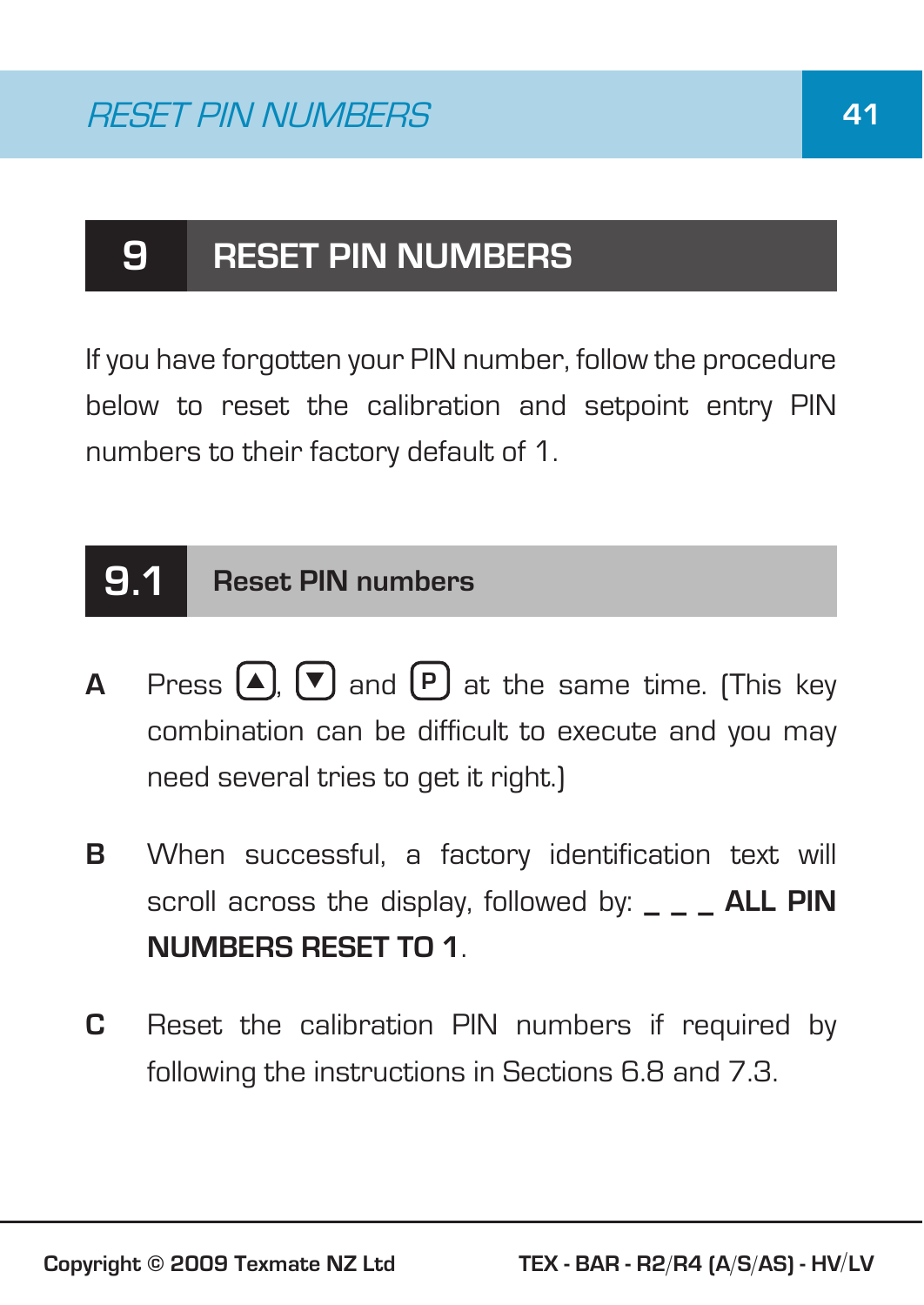# 9 RESET PIN NUMBERS

If you have forgotten your PIN number, follow the procedure below to reset the calibration and setpoint entry PIN numbers to their factory default of 1.

## 9.1 Reset PIN numbers

**A** Press [▲], [▼] and [P] at the same time. (This key combination can be difficult to execute and you may need several tries to get it right.)

**B** When successful, a factory identification text will scroll across the display, followed by: **_ _ _ ALL PIN NUMBERS RESET TO 1**.

**C** Reset the calibration PIN numbers if required by following the instructions in Sections 6.8 and 7.3.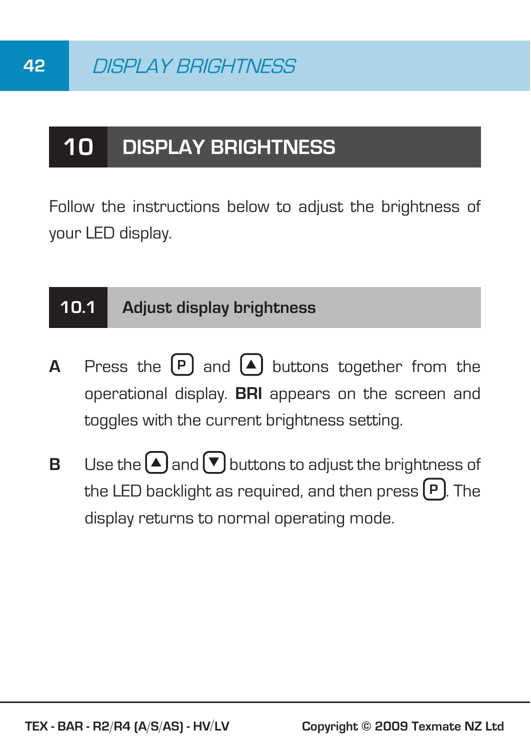# 10 DISPLAY BRIGHTNESS

Follow the instructions below to adjust the brightness of your LED display.

## 10.1 Adjust display brightness

**A** Press the [P] and [▲] buttons together from the operational display. **BRI** appears on the screen and toggles with the current brightness setting.

**B** Use the [▲] and [▼] buttons to adjust the brightness of the LED backlight as required, and then press [P]. The display returns to normal operating mode.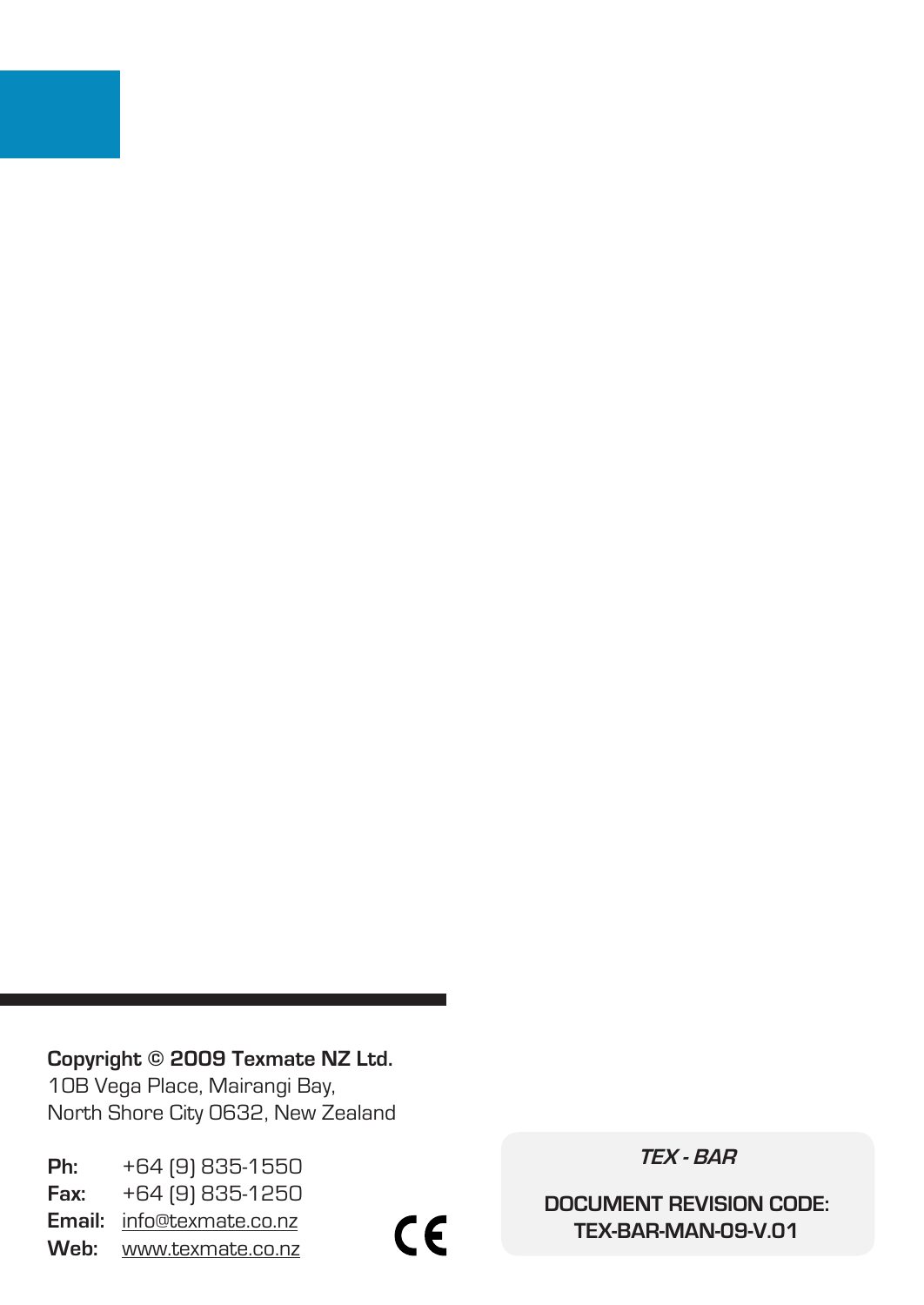**Copyright © 2009 Texmate NZ Ltd.**
10B Vega Place, Mairangi Bay,
North Shore City 0632, New Zealand

**Ph:** +64 (9) 835-1550
**Fax:** +64 (9) 835-1250
**Email:** info@texmate.co.nz
**Web:** www.texmate.co.nz

CE

***TEX - BAR***

**DOCUMENT REVISION CODE:**
**TEX-BAR-MAN-09-V.01**